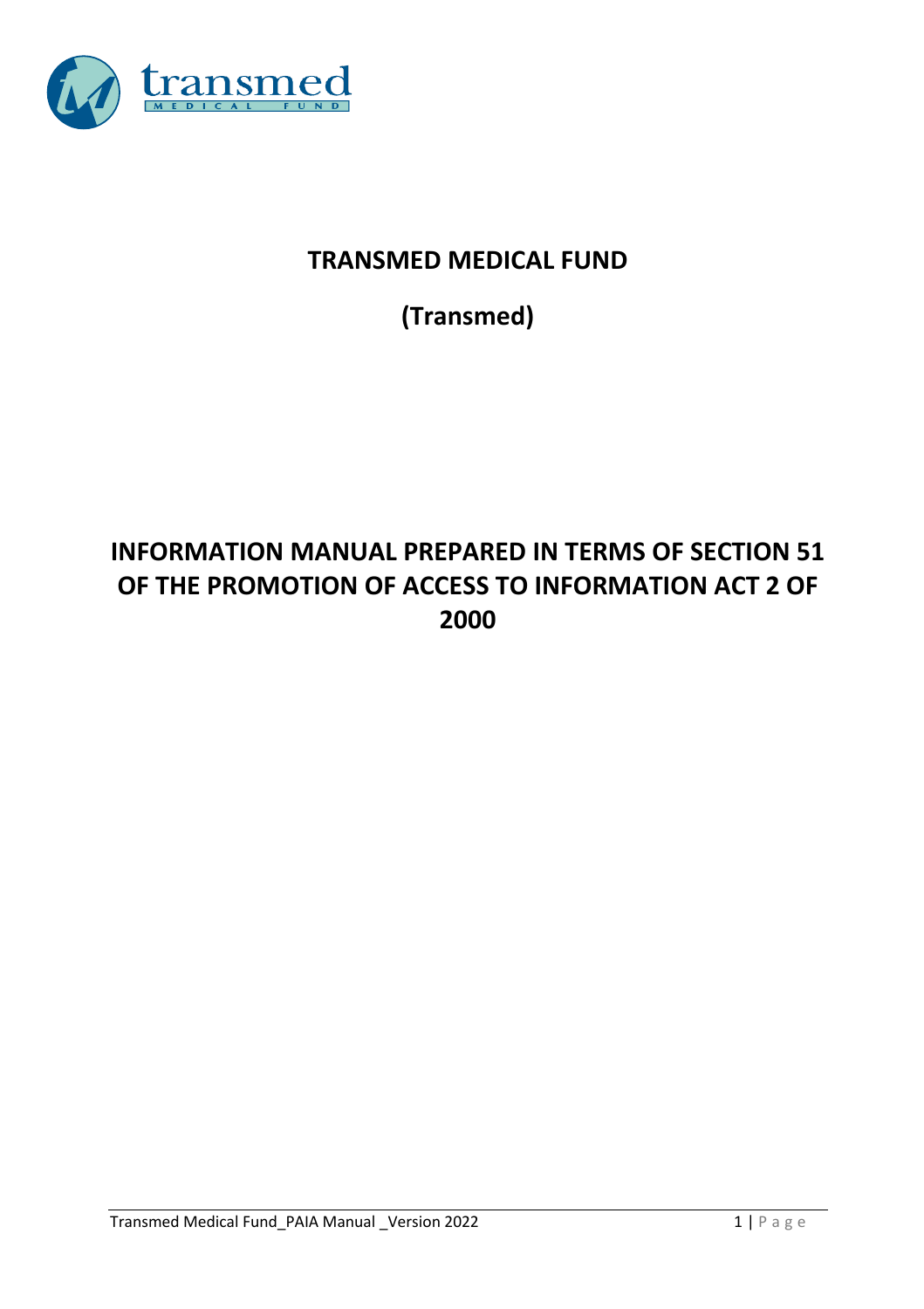# TRANSMED MEDICAL FUND

## (Transmed)

# INFORMATION MANUAL PREPARED IN TERMS OF SECTION 51 OF THE PROMOTION OF ACCESS TO INFORMATION ACT 2 OF 2000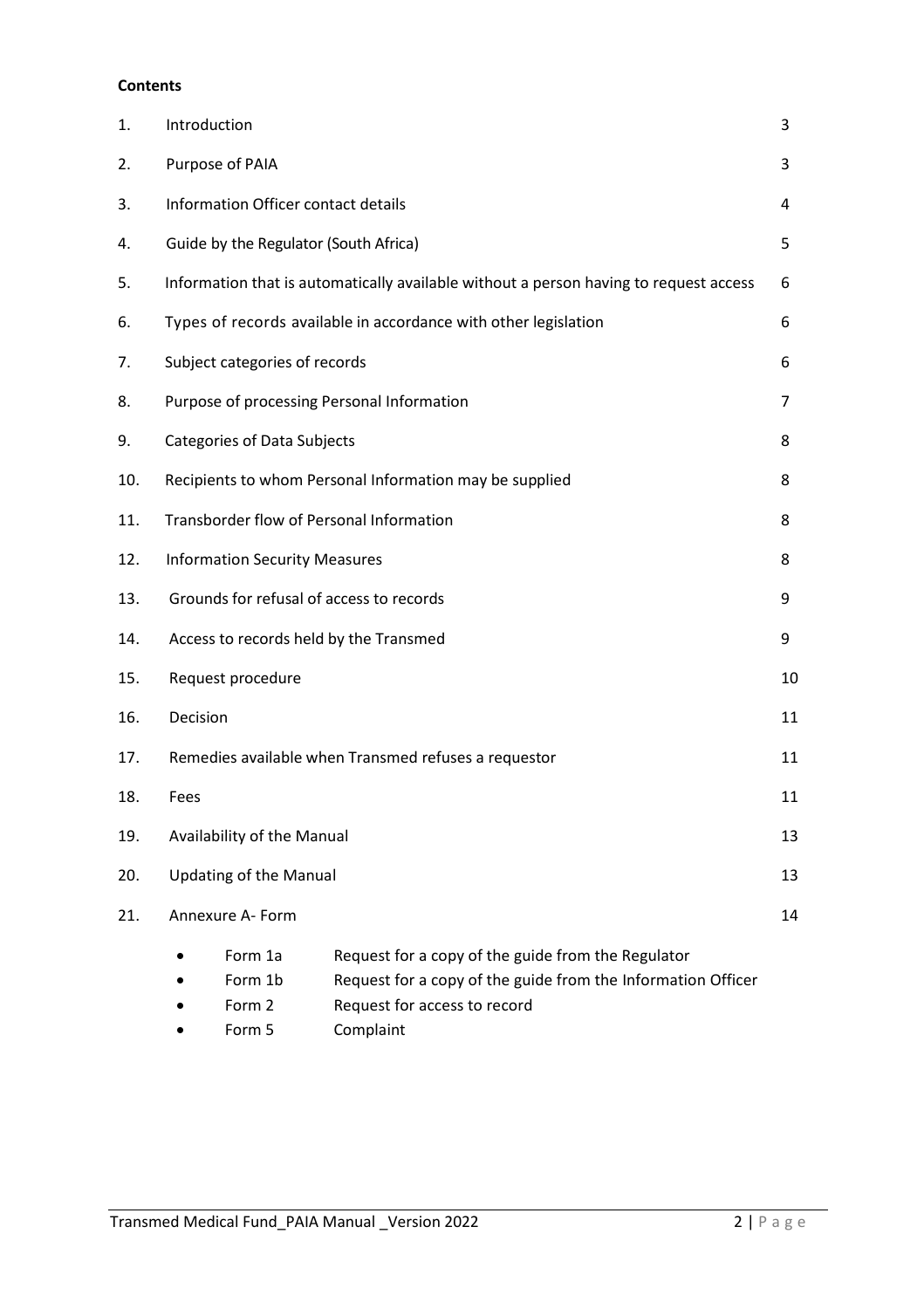**Contents**

| | | |
|---|---|---|
| 1. | Introduction | 3 |
| 2. | Purpose of PAIA | 3 |
| 3. | Information Officer contact details | 4 |
| 4. | Guide by the Regulator (South Africa) | 5 |
| 5. | Information that is automatically available without a person having to request access | 6 |
| 6. | Types of records available in accordance with other legislation | 6 |
| 7. | Subject categories of records | 6 |
| 8. | Purpose of processing Personal Information | 7 |
| 9. | Categories of Data Subjects | 8 |
| 10. | Recipients to whom Personal Information may be supplied | 8 |
| 11. | Transborder flow of Personal Information | 8 |
| 12. | Information Security Measures | 8 |
| 13. | Grounds for refusal of access to records | 9 |
| 14. | Access to records held by the Transmed | 9 |
| 15. | Request procedure | 10 |
| 16. | Decision | 11 |
| 17. | Remedies available when Transmed refuses a requestor | 11 |
| 18. | Fees | 11 |
| 19. | Availability of the Manual | 13 |
| 20. | Updating of the Manual | 13 |
| 21. | Annexure A- Form | 14 |

- Form 1a Request for a copy of the guide from the Regulator
- Form 1b Request for a copy of the guide from the Information Officer
- Form 2 Request for access to record
- Form 5 Complaint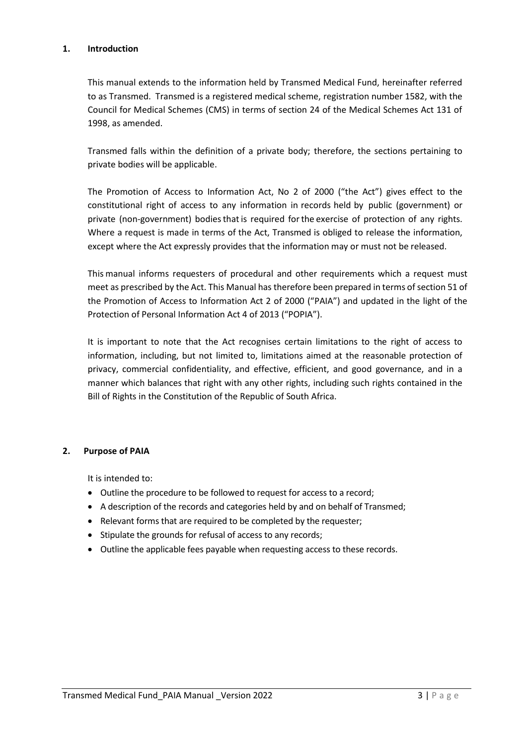## 1. Introduction

This manual extends to the information held by Transmed Medical Fund, hereinafter referred to as Transmed. Transmed is a registered medical scheme, registration number 1582, with the Council for Medical Schemes (CMS) in terms of section 24 of the Medical Schemes Act 131 of 1998, as amended.

Transmed falls within the definition of a private body; therefore, the sections pertaining to private bodies will be applicable.

The Promotion of Access to Information Act, No 2 of 2000 ("the Act") gives effect to the constitutional right of access to any information in records held by public (government) or private (non-government) bodies that is required for the exercise of protection of any rights. Where a request is made in terms of the Act, Transmed is obliged to release the information, except where the Act expressly provides that the information may or must not be released.

This manual informs requesters of procedural and other requirements which a request must meet as prescribed by the Act. This Manual has therefore been prepared in terms of section 51 of the Promotion of Access to Information Act 2 of 2000 ("PAIA") and updated in the light of the Protection of Personal Information Act 4 of 2013 ("POPIA").

It is important to note that the Act recognises certain limitations to the right of access to information, including, but not limited to, limitations aimed at the reasonable protection of privacy, commercial confidentiality, and effective, efficient, and good governance, and in a manner which balances that right with any other rights, including such rights contained in the Bill of Rights in the Constitution of the Republic of South Africa.

## 2. Purpose of PAIA

It is intended to:

- Outline the procedure to be followed to request for access to a record;
- A description of the records and categories held by and on behalf of Transmed;
- Relevant forms that are required to be completed by the requester;
- Stipulate the grounds for refusal of access to any records;
- Outline the applicable fees payable when requesting access to these records.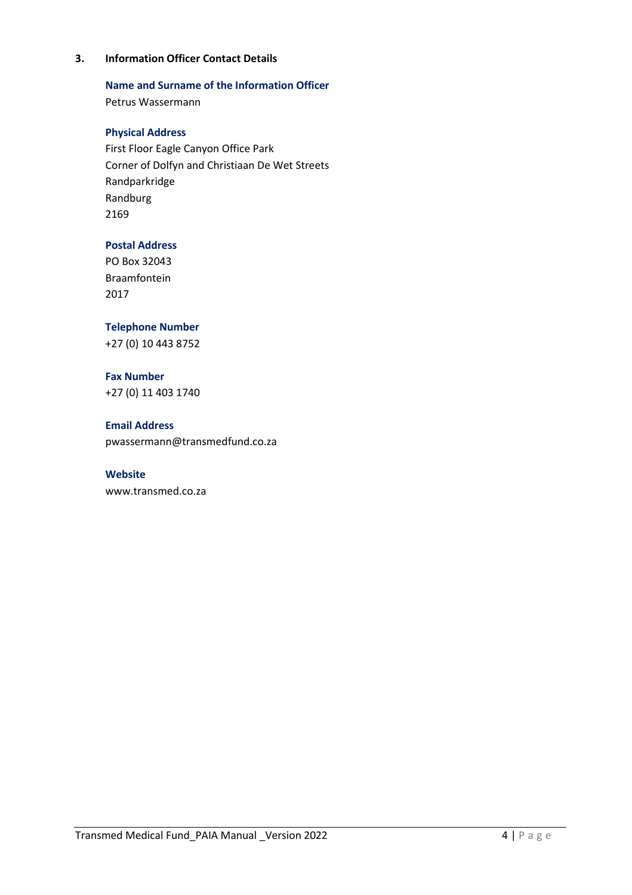## 3. Information Officer Contact Details

**Name and Surname of the Information Officer**

Petrus Wassermann

**Physical Address**

First Floor Eagle Canyon Office Park
Corner of Dolfyn and Christiaan De Wet Streets
Randparkridge
Randburg
2169

**Postal Address**

PO Box 32043
Braamfontein
2017

**Telephone Number**

+27 (0) 10 443 8752

**Fax Number**

+27 (0) 11 403 1740

**Email Address**

pwassermann@transmedfund.co.za

**Website**

www.transmed.co.za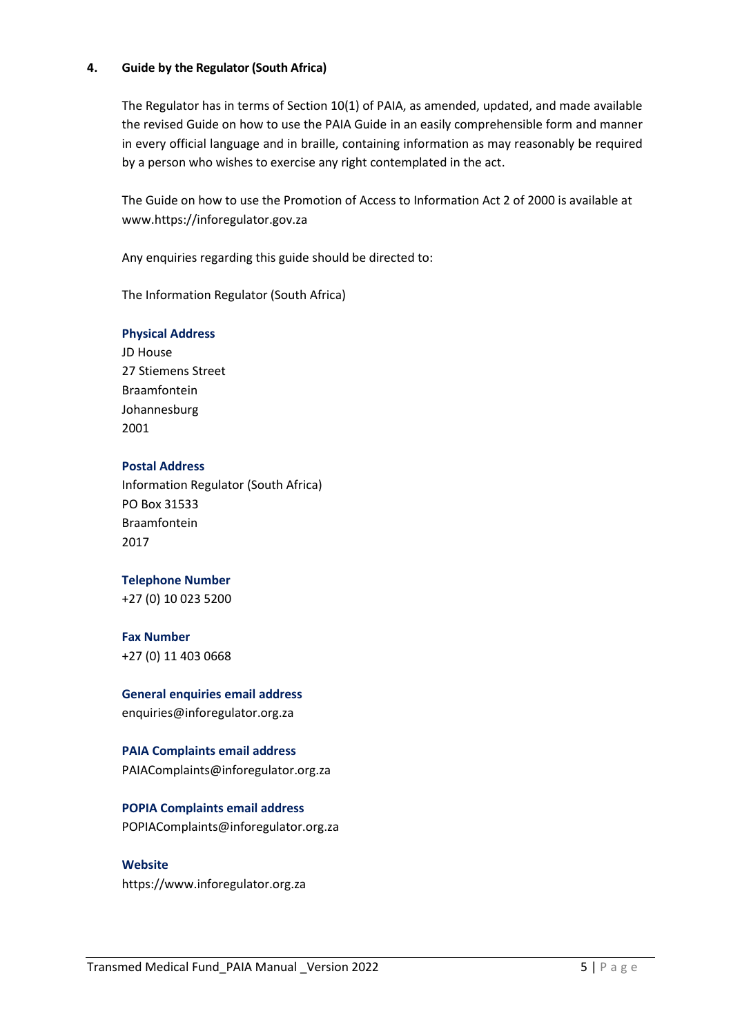## 4. Guide by the Regulator (South Africa)

The Regulator has in terms of Section 10(1) of PAIA, as amended, updated, and made available the revised Guide on how to use the PAIA Guide in an easily comprehensible form and manner in every official language and in braille, containing information as may reasonably be required by a person who wishes to exercise any right contemplated in the act.

The Guide on how to use the Promotion of Access to Information Act 2 of 2000 is available at www.https://inforegulator.gov.za

Any enquiries regarding this guide should be directed to:

The Information Regulator (South Africa)

**Physical Address**
JD House
27 Stiemens Street
Braamfontein
Johannesburg
2001

**Postal Address**
Information Regulator (South Africa)
PO Box 31533
Braamfontein
2017

**Telephone Number**
+27 (0) 10 023 5200

**Fax Number**
+27 (0) 11 403 0668

**General enquiries email address**
enquiries@inforegulator.org.za

**PAIA Complaints email address**
PAIAComplaints@inforegulator.org.za

**POPIA Complaints email address**
POPIAComplaints@inforegulator.org.za

**Website**
https://www.inforegulator.org.za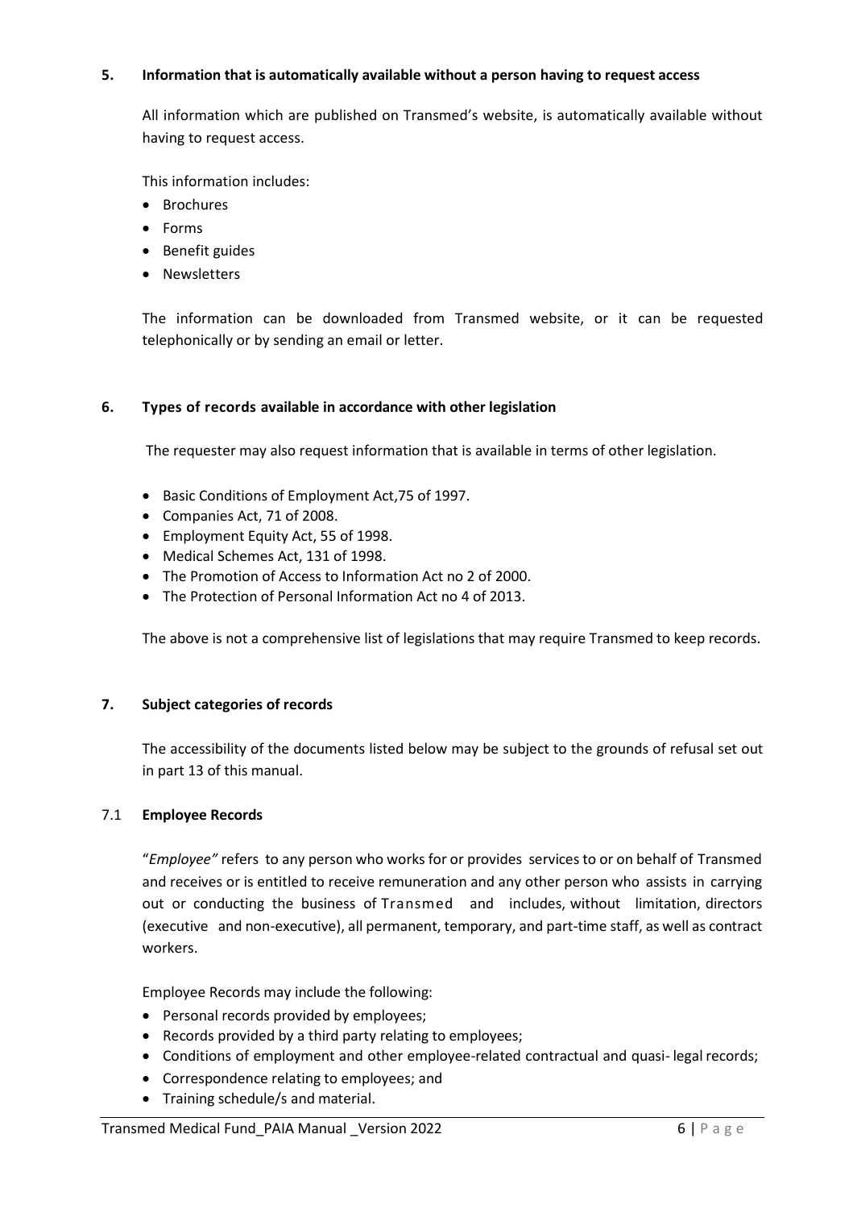## 5. Information that is automatically available without a person having to request access

All information which are published on Transmed's website, is automatically available without having to request access.

This information includes:

- Brochures
- Forms
- Benefit guides
- Newsletters

The information can be downloaded from Transmed website, or it can be requested telephonically or by sending an email or letter.

## 6. Types of records available in accordance with other legislation

The requester may also request information that is available in terms of other legislation.

- Basic Conditions of Employment Act,75 of 1997.
- Companies Act, 71 of 2008.
- Employment Equity Act, 55 of 1998.
- Medical Schemes Act, 131 of 1998.
- The Promotion of Access to Information Act no 2 of 2000.
- The Protection of Personal Information Act no 4 of 2013.

The above is not a comprehensive list of legislations that may require Transmed to keep records.

## 7. Subject categories of records

The accessibility of the documents listed below may be subject to the grounds of refusal set out in part 13 of this manual.

### 7.1 Employee Records

"*Employee"* refers to any person who works for or provides services to or on behalf of Transmed and receives or is entitled to receive remuneration and any other person who assists in carrying out or conducting the business of Transmed and includes, without limitation, directors (executive and non-executive), all permanent, temporary, and part-time staff, as well as contract workers.

Employee Records may include the following:

- Personal records provided by employees;
- Records provided by a third party relating to employees;
- Conditions of employment and other employee-related contractual and quasi- legal records;
- Correspondence relating to employees; and
- Training schedule/s and material.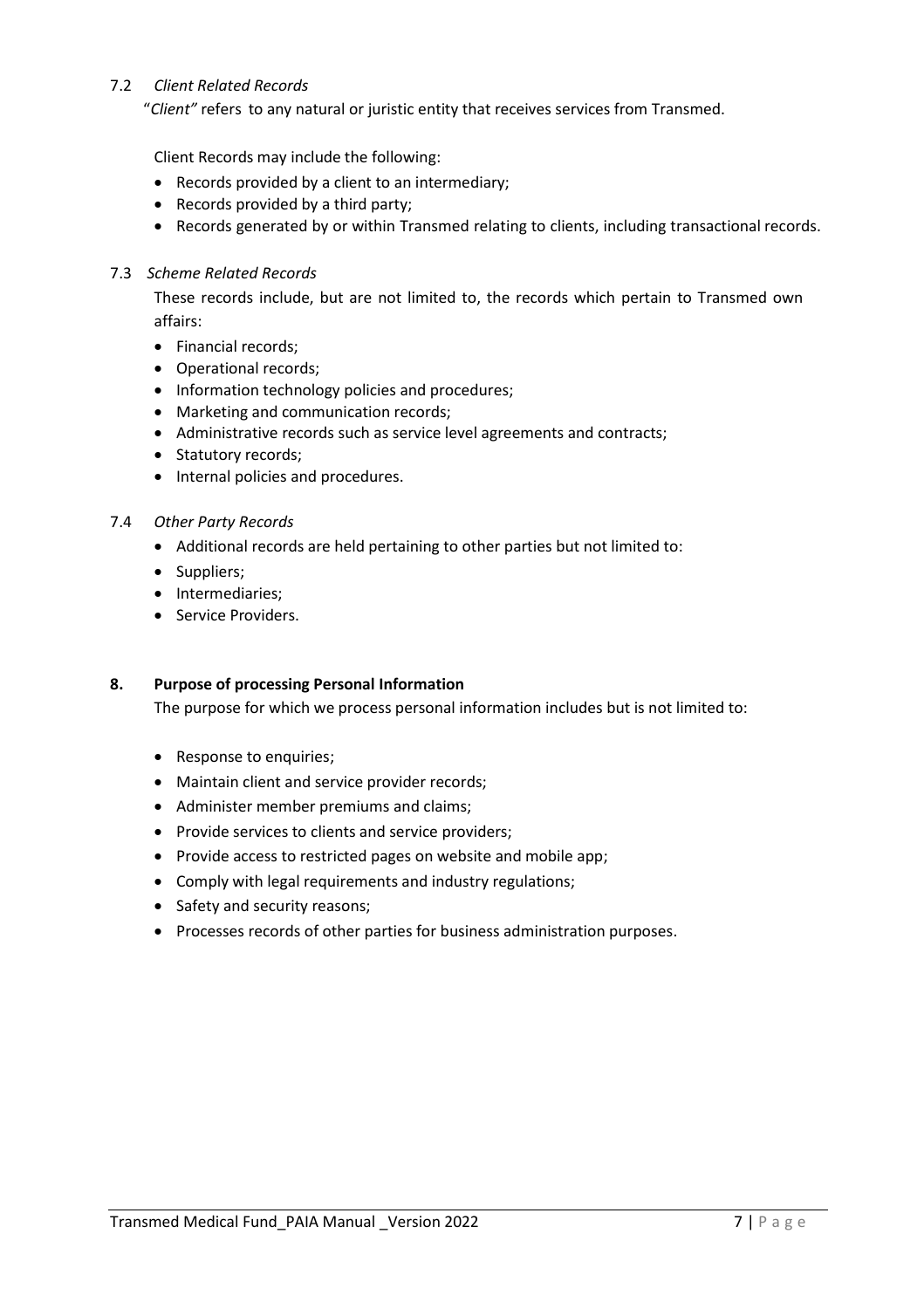### 7.2 *Client Related Records*

"*Client"* refers to any natural or juristic entity that receives services from Transmed.

Client Records may include the following:

- Records provided by a client to an intermediary;
- Records provided by a third party;
- Records generated by or within Transmed relating to clients, including transactional records.

### 7.3 *Scheme Related Records*

These records include, but are not limited to, the records which pertain to Transmed own affairs:

- Financial records;
- Operational records;
- Information technology policies and procedures;
- Marketing and communication records;
- Administrative records such as service level agreements and contracts;
- Statutory records;
- Internal policies and procedures.

### 7.4 *Other Party Records*

- Additional records are held pertaining to other parties but not limited to:
- Suppliers;
- Intermediaries;
- Service Providers.

## 8. Purpose of processing Personal Information

The purpose for which we process personal information includes but is not limited to:

- Response to enquiries;
- Maintain client and service provider records;
- Administer member premiums and claims;
- Provide services to clients and service providers;
- Provide access to restricted pages on website and mobile app;
- Comply with legal requirements and industry regulations;
- Safety and security reasons;
- Processes records of other parties for business administration purposes.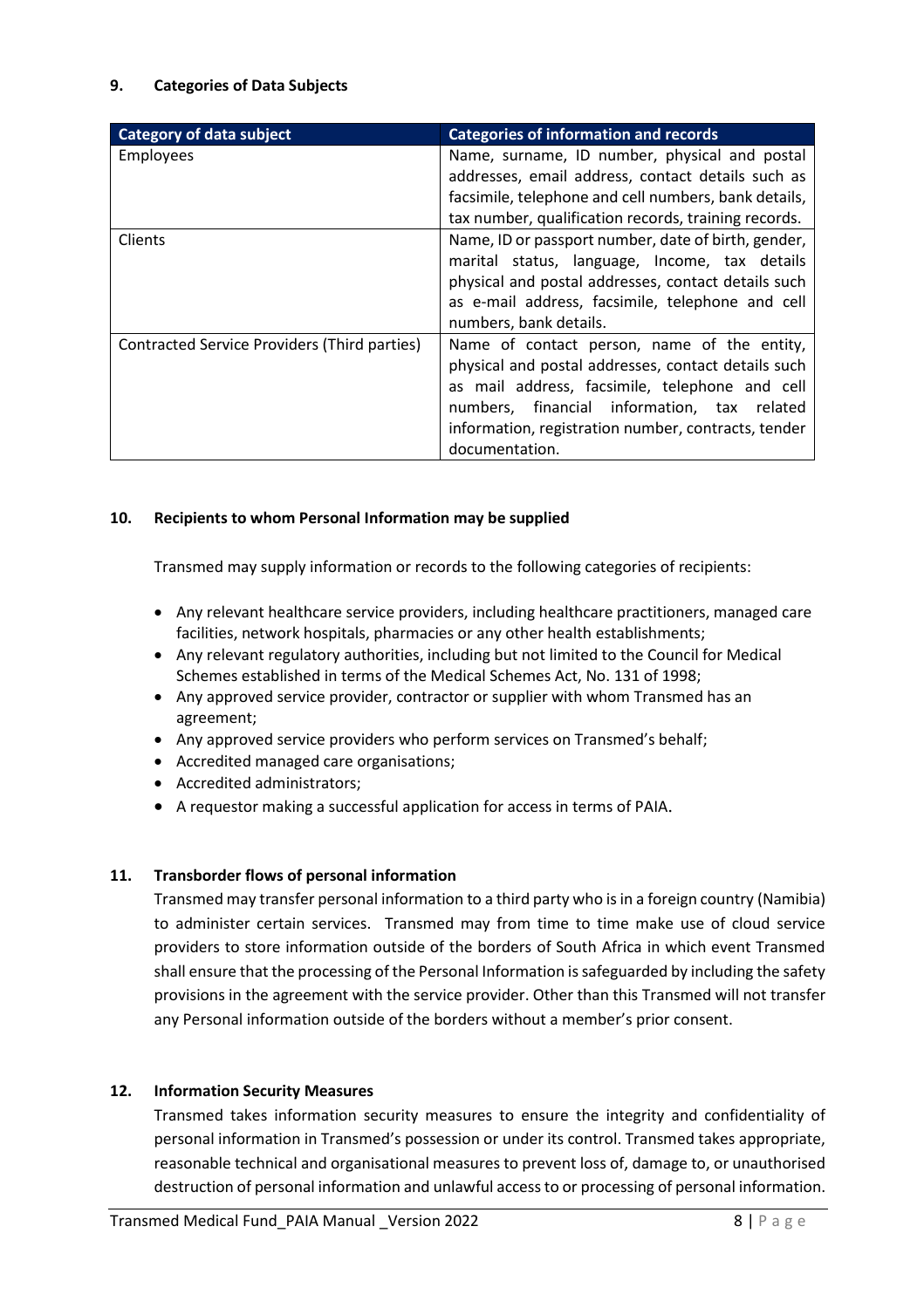## 9. Categories of Data Subjects

| Category of data subject | Categories of information and records |
| --- | --- |
| Employees | Name, surname, ID number, physical and postal addresses, email address, contact details such as facsimile, telephone and cell numbers, bank details, tax number, qualification records, training records. |
| Clients | Name, ID or passport number, date of birth, gender, marital status, language, Income, tax details physical and postal addresses, contact details such as e-mail address, facsimile, telephone and cell numbers, bank details. |
| Contracted Service Providers (Third parties) | Name of contact person, name of the entity, physical and postal addresses, contact details such as mail address, facsimile, telephone and cell numbers, financial information, tax related information, registration number, contracts, tender documentation. |

## 10. Recipients to whom Personal Information may be supplied

Transmed may supply information or records to the following categories of recipients:

- Any relevant healthcare service providers, including healthcare practitioners, managed care facilities, network hospitals, pharmacies or any other health establishments;
- Any relevant regulatory authorities, including but not limited to the Council for Medical Schemes established in terms of the Medical Schemes Act, No. 131 of 1998;
- Any approved service provider, contractor or supplier with whom Transmed has an agreement;
- Any approved service providers who perform services on Transmed's behalf;
- Accredited managed care organisations;
- Accredited administrators;
- A requestor making a successful application for access in terms of PAIA.

## 11. Transborder flows of personal information

Transmed may transfer personal information to a third party who is in a foreign country (Namibia) to administer certain services. Transmed may from time to time make use of cloud service providers to store information outside of the borders of South Africa in which event Transmed shall ensure that the processing of the Personal Information is safeguarded by including the safety provisions in the agreement with the service provider. Other than this Transmed will not transfer any Personal information outside of the borders without a member's prior consent.

## 12. Information Security Measures

Transmed takes information security measures to ensure the integrity and confidentiality of personal information in Transmed's possession or under its control. Transmed takes appropriate, reasonable technical and organisational measures to prevent loss of, damage to, or unauthorised destruction of personal information and unlawful access to or processing of personal information.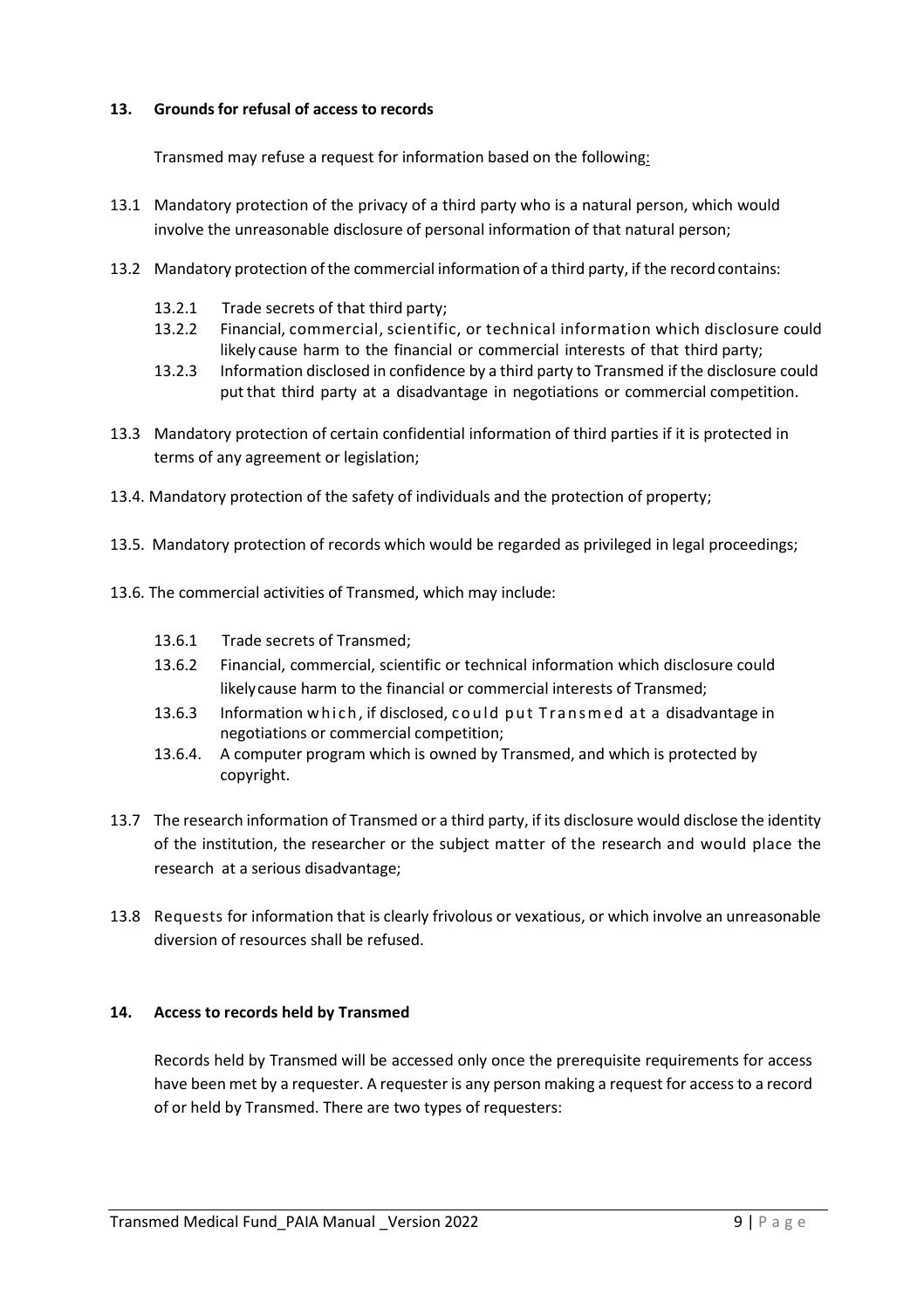## 13. Grounds for refusal of access to records

Transmed may refuse a request for information based on the following:

13.1 Mandatory protection of the privacy of a third party who is a natural person, which would involve the unreasonable disclosure of personal information of that natural person;

13.2 Mandatory protection of the commercial information of a third party, if the record contains:

- 13.2.1 Trade secrets of that third party;
- 13.2.2 Financial, commercial, scientific, or technical information which disclosure could likely cause harm to the financial or commercial interests of that third party;
- 13.2.3 Information disclosed in confidence by a third party to Transmed if the disclosure could put that third party at a disadvantage in negotiations or commercial competition.

13.3 Mandatory protection of certain confidential information of third parties if it is protected in terms of any agreement or legislation;

13.4. Mandatory protection of the safety of individuals and the protection of property;

13.5. Mandatory protection of records which would be regarded as privileged in legal proceedings;

13.6. The commercial activities of Transmed, which may include:

- 13.6.1 Trade secrets of Transmed;
- 13.6.2 Financial, commercial, scientific or technical information which disclosure could likely cause harm to the financial or commercial interests of Transmed;
- 13.6.3 Information which, if disclosed, could put Transmed at a disadvantage in negotiations or commercial competition;
- 13.6.4. A computer program which is owned by Transmed, and which is protected by copyright.

13.7 The research information of Transmed or a third party, if its disclosure would disclose the identity of the institution, the researcher or the subject matter of the research and would place the research at a serious disadvantage;

13.8 Requests for information that is clearly frivolous or vexatious, or which involve an unreasonable diversion of resources shall be refused.

## 14. Access to records held by Transmed

Records held by Transmed will be accessed only once the prerequisite requirements for access have been met by a requester. A requester is any person making a request for access to a record of or held by Transmed. There are two types of requesters: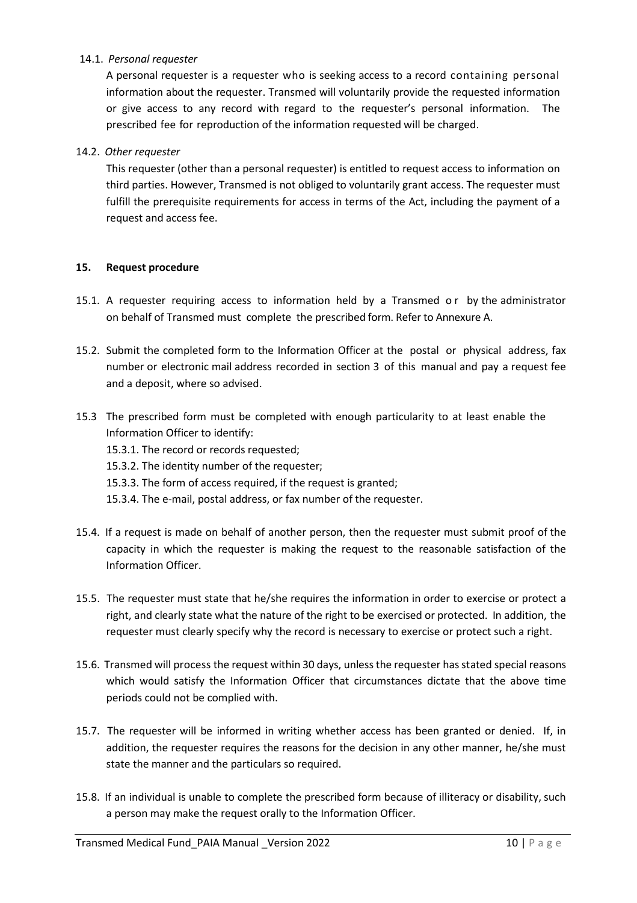14.1. *Personal requester*

A personal requester is a requester who is seeking access to a record containing personal information about the requester. Transmed will voluntarily provide the requested information or give access to any record with regard to the requester's personal information. The prescribed fee for reproduction of the information requested will be charged.

14.2. *Other requester*

This requester (other than a personal requester) is entitled to request access to information on third parties. However, Transmed is not obliged to voluntarily grant access. The requester must fulfill the prerequisite requirements for access in terms of the Act, including the payment of a request and access fee.

## 15. Request procedure

15.1. A requester requiring access to information held by a Transmed or by the administrator on behalf of Transmed must complete the prescribed form. Refer to Annexure A.

15.2. Submit the completed form to the Information Officer at the postal or physical address, fax number or electronic mail address recorded in section 3 of this manual and pay a request fee and a deposit, where so advised.

15.3 The prescribed form must be completed with enough particularity to at least enable the Information Officer to identify:

15.3.1. The record or records requested;

15.3.2. The identity number of the requester;

15.3.3. The form of access required, if the request is granted;

15.3.4. The e-mail, postal address, or fax number of the requester.

15.4. If a request is made on behalf of another person, then the requester must submit proof of the capacity in which the requester is making the request to the reasonable satisfaction of the Information Officer.

15.5. The requester must state that he/she requires the information in order to exercise or protect a right, and clearly state what the nature of the right to be exercised or protected. In addition, the requester must clearly specify why the record is necessary to exercise or protect such a right.

15.6. Transmed will process the request within 30 days, unless the requester has stated special reasons which would satisfy the Information Officer that circumstances dictate that the above time periods could not be complied with.

15.7. The requester will be informed in writing whether access has been granted or denied. If, in addition, the requester requires the reasons for the decision in any other manner, he/she must state the manner and the particulars so required.

15.8. If an individual is unable to complete the prescribed form because of illiteracy or disability, such a person may make the request orally to the Information Officer.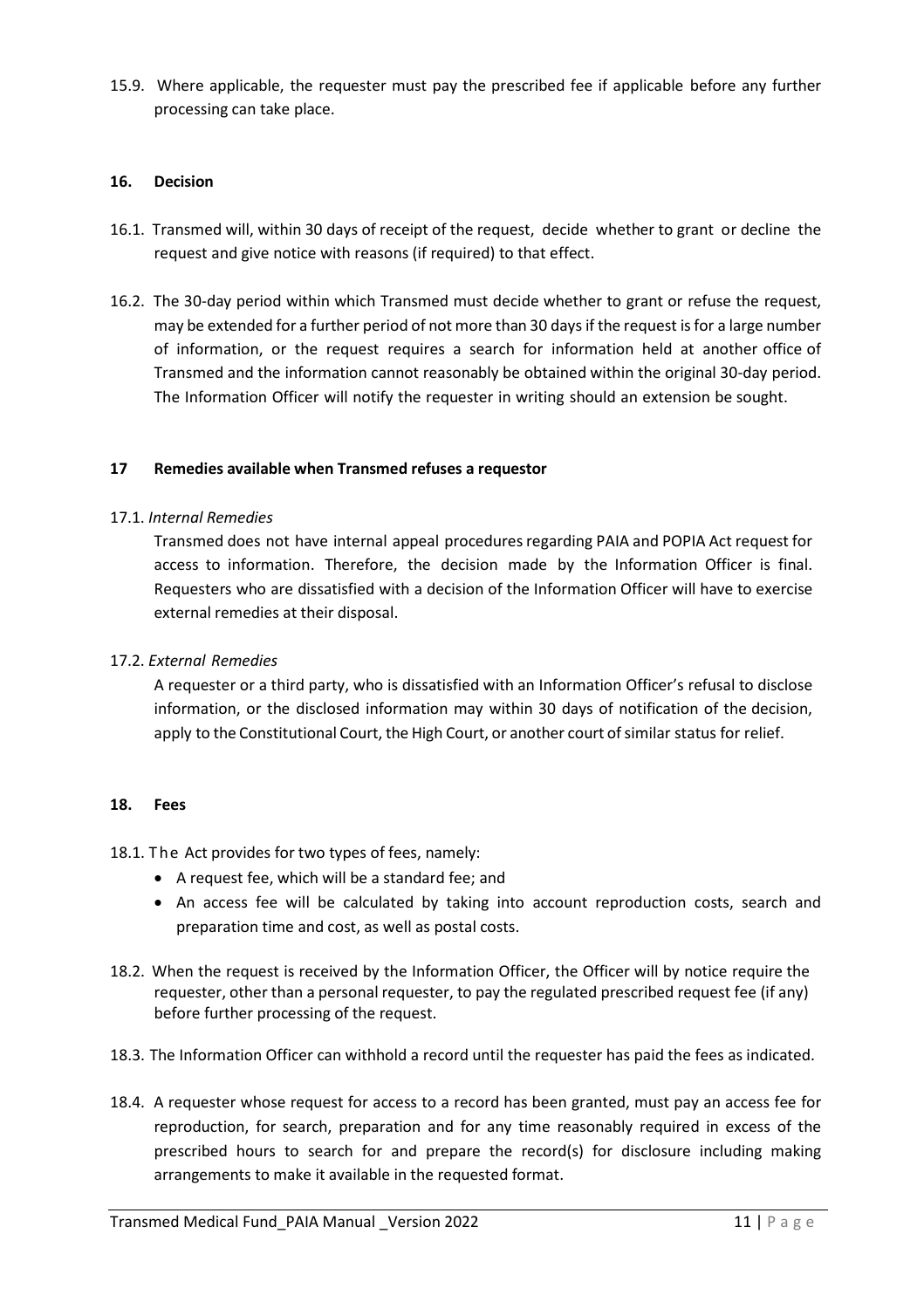15.9. Where applicable, the requester must pay the prescribed fee if applicable before any further processing can take place.

## 16. Decision

16.1. Transmed will, within 30 days of receipt of the request, decide whether to grant or decline the request and give notice with reasons (if required) to that effect.

16.2. The 30-day period within which Transmed must decide whether to grant or refuse the request, may be extended for a further period of not more than 30 days if the request is for a large number of information, or the request requires a search for information held at another office of Transmed and the information cannot reasonably be obtained within the original 30-day period. The Information Officer will notify the requester in writing should an extension be sought.

## 17 Remedies available when Transmed refuses a requestor

17.1. *Internal Remedies*

Transmed does not have internal appeal procedures regarding PAIA and POPIA Act request for access to information. Therefore, the decision made by the Information Officer is final. Requesters who are dissatisfied with a decision of the Information Officer will have to exercise external remedies at their disposal.

17.2. *External Remedies*

A requester or a third party, who is dissatisfied with an Information Officer's refusal to disclose information, or the disclosed information may within 30 days of notification of the decision, apply to the Constitutional Court, the High Court, or another court of similar status for relief.

## 18. Fees

18.1. The Act provides for two types of fees, namely:

- A request fee, which will be a standard fee; and
- An access fee will be calculated by taking into account reproduction costs, search and preparation time and cost, as well as postal costs.

18.2. When the request is received by the Information Officer, the Officer will by notice require the requester, other than a personal requester, to pay the regulated prescribed request fee (if any) before further processing of the request.

18.3. The Information Officer can withhold a record until the requester has paid the fees as indicated.

18.4. A requester whose request for access to a record has been granted, must pay an access fee for reproduction, for search, preparation and for any time reasonably required in excess of the prescribed hours to search for and prepare the record(s) for disclosure including making arrangements to make it available in the requested format.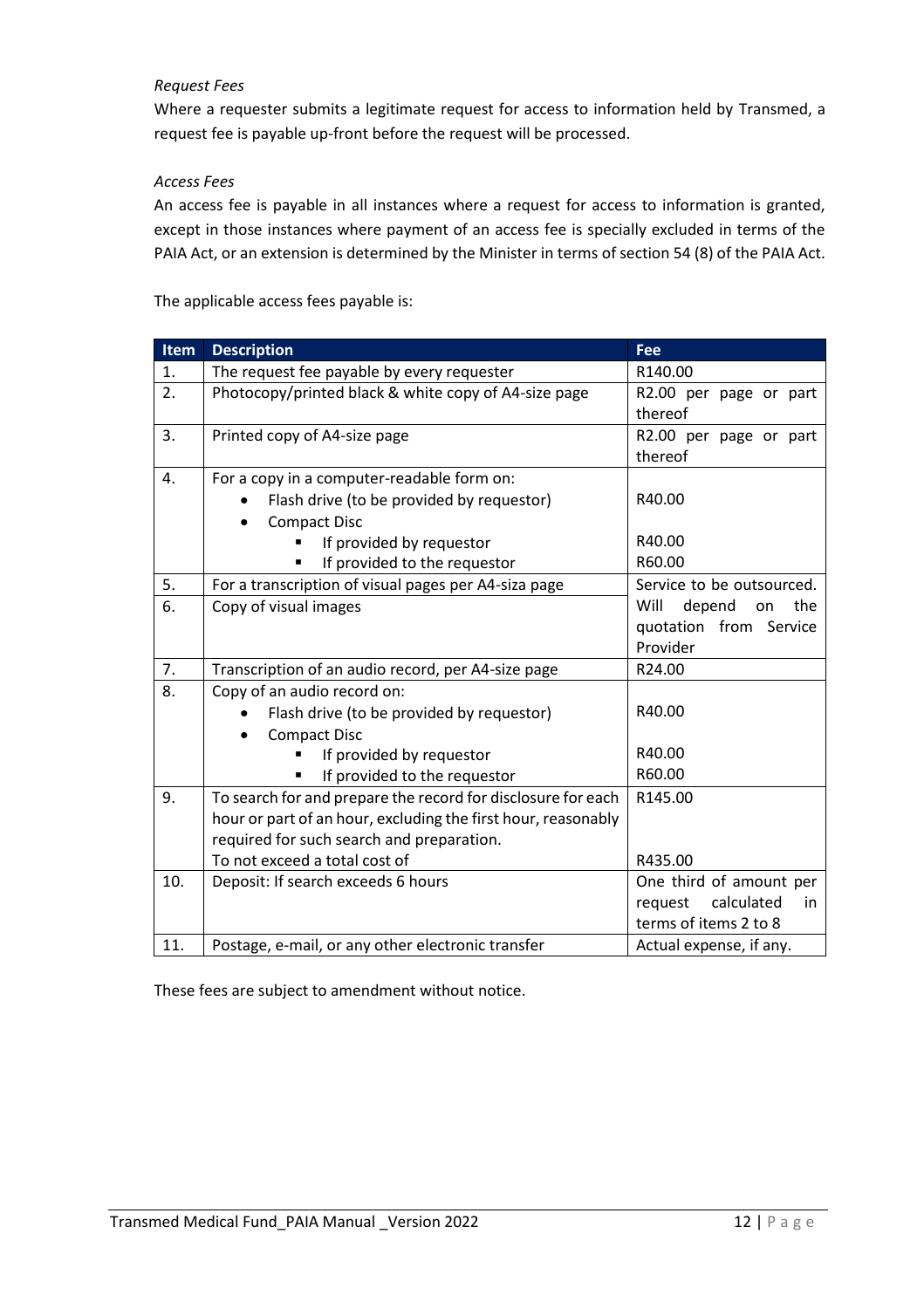*Request Fees*

Where a requester submits a legitimate request for access to information held by Transmed, a request fee is payable up-front before the request will be processed.

*Access Fees*

An access fee is payable in all instances where a request for access to information is granted, except in those instances where payment of an access fee is specially excluded in terms of the PAIA Act, or an extension is determined by the Minister in terms of section 54 (8) of the PAIA Act.

The applicable access fees payable is:

| Item | Description | Fee |
|---|---|---|
| 1. | The request fee payable by every requester | R140.00 |
| 2. | Photocopy/printed black & white copy of A4-size page | R2.00 per page or part thereof |
| 3. | Printed copy of A4-size page | R2.00 per page or part thereof |
| 4. | For a copy in a computer-readable form on:<br>• Flash drive (to be provided by requestor)<br>• Compact Disc<br>▪ If provided by requestor<br>▪ If provided to the requestor | <br>R40.00<br><br>R40.00<br>R60.00 |
| 5. | For a transcription of visual pages per A4-siza page | Service to be outsourced. Will depend on the quotation from Service Provider |
| 6. | Copy of visual images | |
| 7. | Transcription of an audio record, per A4-size page | R24.00 |
| 8. | Copy of an audio record on:<br>• Flash drive (to be provided by requestor)<br>• Compact Disc<br>▪ If provided by requestor<br>▪ If provided to the requestor | <br>R40.00<br><br>R40.00<br>R60.00 |
| 9. | To search for and prepare the record for disclosure for each hour or part of an hour, excluding the first hour, reasonably required for such search and preparation.<br>To not exceed a total cost of | R145.00<br><br><br>R435.00 |
| 10. | Deposit: If search exceeds 6 hours | One third of amount per request calculated in terms of items 2 to 8 |
| 11. | Postage, e-mail, or any other electronic transfer | Actual expense, if any. |

These fees are subject to amendment without notice.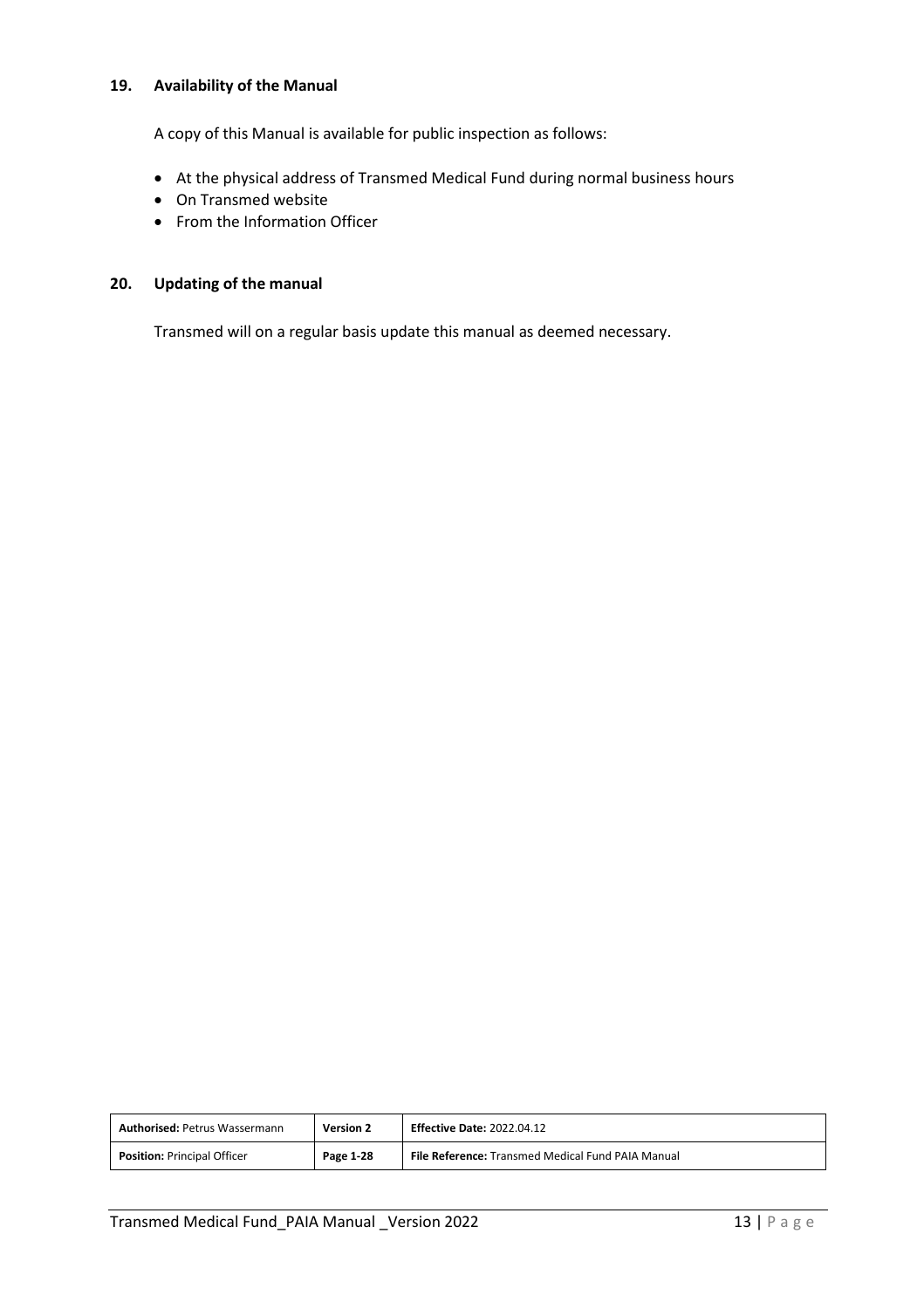## 19. Availability of the Manual

A copy of this Manual is available for public inspection as follows:

- At the physical address of Transmed Medical Fund during normal business hours
- On Transmed website
- From the Information Officer

## 20. Updating of the manual

Transmed will on a regular basis update this manual as deemed necessary.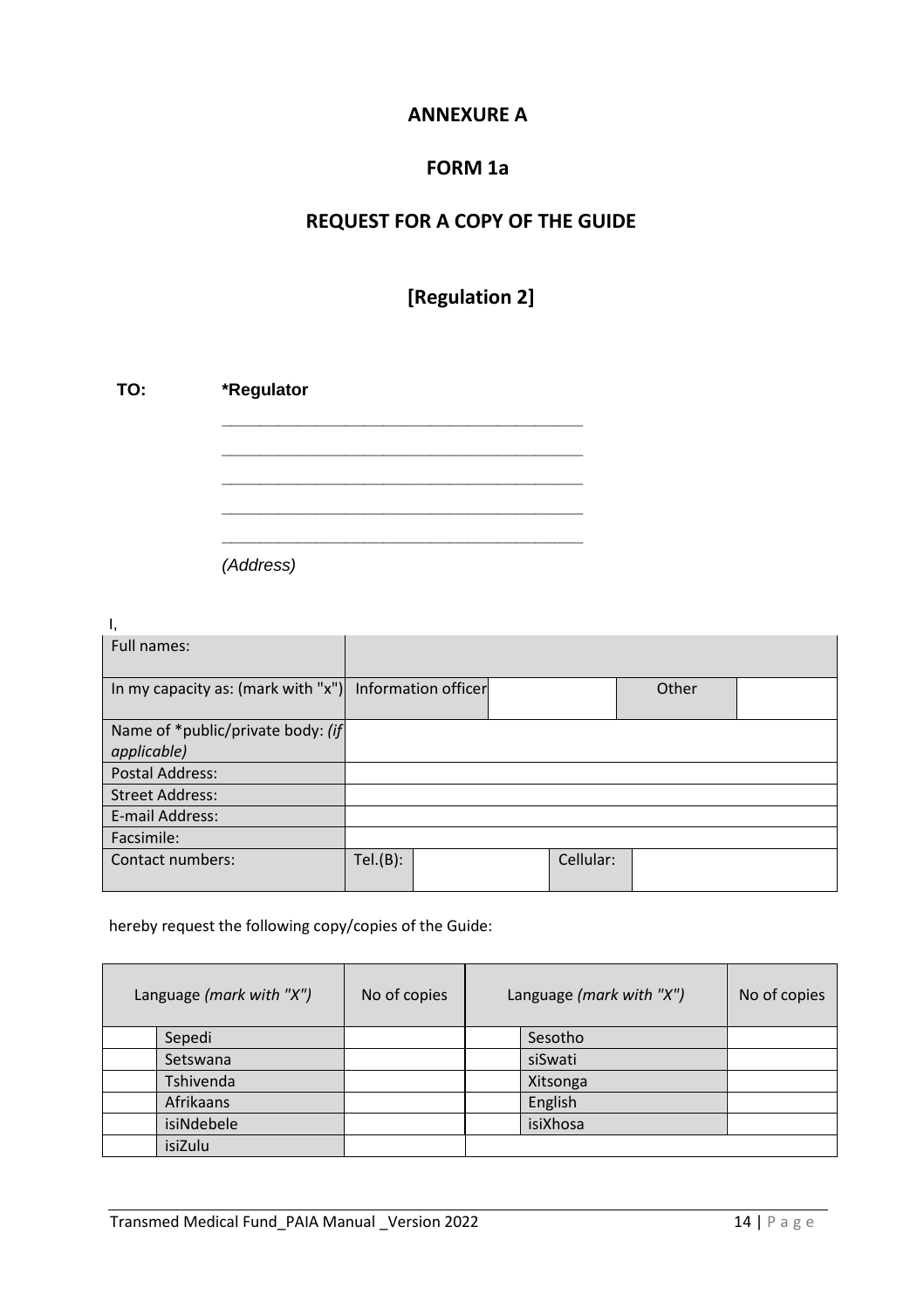# ANNEXURE A

## FORM 1a

## REQUEST FOR A COPY OF THE GUIDE

## [Regulation 2]

**TO:** **\*Regulator**

\_\_\_\_\_\_\_\_\_\_\_\_\_\_\_\_\_\_\_\_\_\_\_\_\_\_\_\_\_\_\_\_\_\_\_\_\_\_\_\_

\_\_\_\_\_\_\_\_\_\_\_\_\_\_\_\_\_\_\_\_\_\_\_\_\_\_\_\_\_\_\_\_\_\_\_\_\_\_\_\_

\_\_\_\_\_\_\_\_\_\_\_\_\_\_\_\_\_\_\_\_\_\_\_\_\_\_\_\_\_\_\_\_\_\_\_\_\_\_\_\_

\_\_\_\_\_\_\_\_\_\_\_\_\_\_\_\_\_\_\_\_\_\_\_\_\_\_\_\_\_\_\_\_\_\_\_\_\_\_\_\_

\_\_\_\_\_\_\_\_\_\_\_\_\_\_\_\_\_\_\_\_\_\_\_\_\_\_\_\_\_\_\_\_\_\_\_\_\_\_\_\_

*(Address)*

I,

| Full names: | | | | |
|---|---|---|---|---|
| In my capacity as: (mark with "x") | Information officer | | Other | |
| Name of *public/private body: *(if applicable)* | | | | |
| Postal Address: | | | | |
| Street Address: | | | | |
| E-mail Address: | | | | |
| Facsimile: | | | | |
| Contact numbers: | Tel.(B): | | Cellular: | |

hereby request the following copy/copies of the Guide:

| Language *(mark with "X")* | | No of copies | Language *(mark with "X")* | | No of copies |
|---|---|---|---|---|---|
| | Sepedi | | | Sesotho | |
| | Setswana | | | siSwati | |
| | Tshivenda | | | Xitsonga | |
| | Afrikaans | | | English | |
| | isiNdebele | | | isiXhosa | |
| | isiZulu | | | | |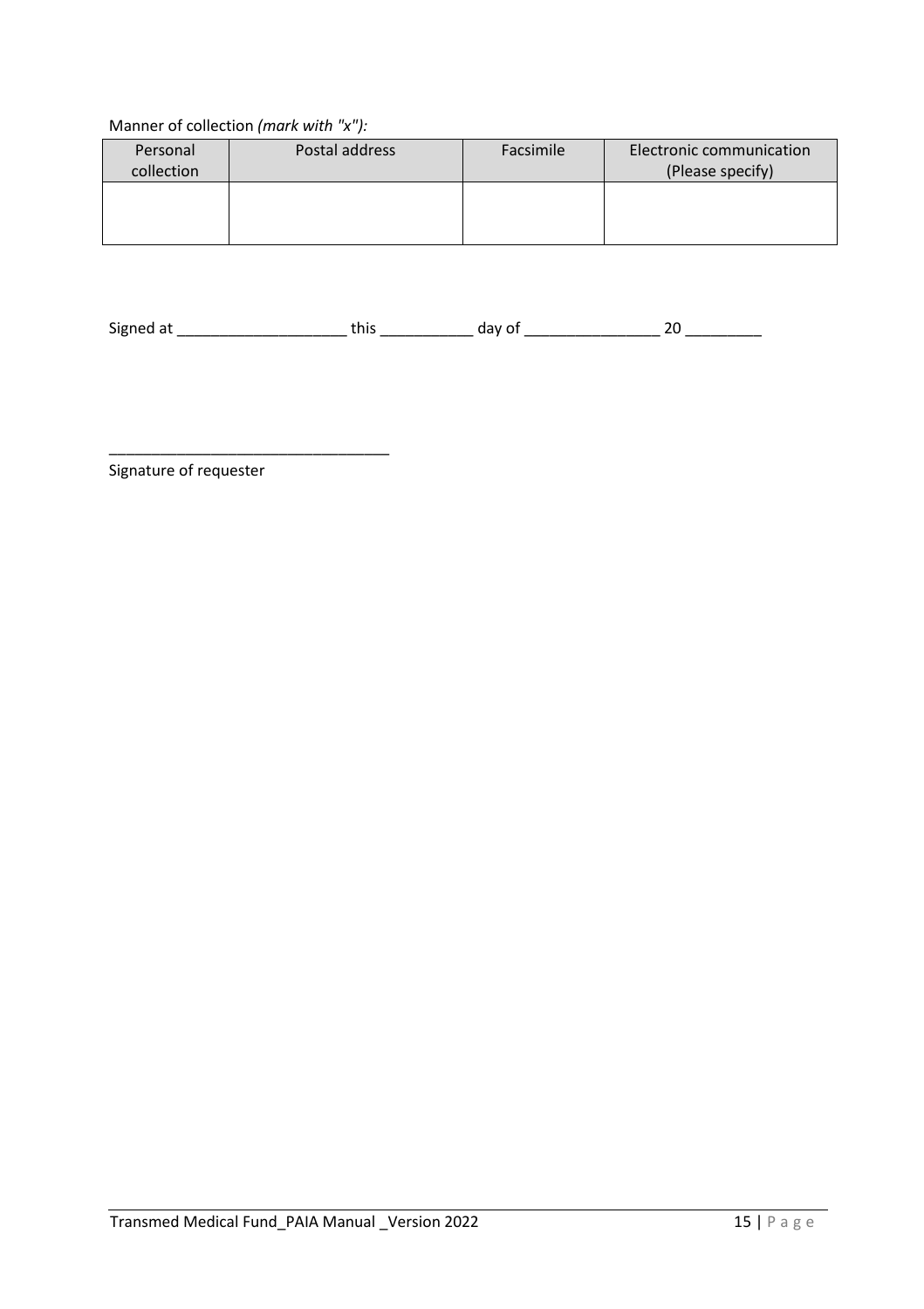Manner of collection *(mark with "x"):*

| Personal collection | Postal address | Facsimile | Electronic communication (Please specify) |
|---|---|---|---|
| | | | |

Signed at ____________________ this ___________ day of ________________ 20 _________

_________________________________
Signature of requester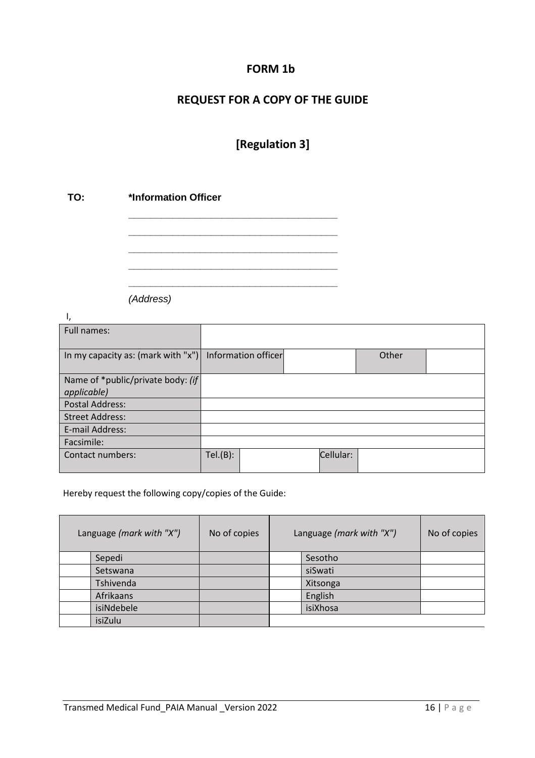# FORM 1b

## REQUEST FOR A COPY OF THE GUIDE

## [Regulation 3]

**TO:** **\*Information Officer**

\_\_\_\_\_\_\_\_\_\_\_\_\_\_\_\_\_\_\_\_\_\_\_\_\_\_\_\_\_\_\_\_\_\_\_\_\_\_\_\_

\_\_\_\_\_\_\_\_\_\_\_\_\_\_\_\_\_\_\_\_\_\_\_\_\_\_\_\_\_\_\_\_\_\_\_\_\_\_\_\_

\_\_\_\_\_\_\_\_\_\_\_\_\_\_\_\_\_\_\_\_\_\_\_\_\_\_\_\_\_\_\_\_\_\_\_\_\_\_\_\_

\_\_\_\_\_\_\_\_\_\_\_\_\_\_\_\_\_\_\_\_\_\_\_\_\_\_\_\_\_\_\_\_\_\_\_\_\_\_\_\_

\_\_\_\_\_\_\_\_\_\_\_\_\_\_\_\_\_\_\_\_\_\_\_\_\_\_\_\_\_\_\_\_\_\_\_\_\_\_\_\_

*(Address)*

I,

| | | | | | |
|---|---|---|---|---|---|
| Full names: | | | | | |
| In my capacity as: (mark with "x") | Information officer | | | Other | |
| Name of *public/private body: *(if applicable)* | | | | | |
| Postal Address: | | | | | |
| Street Address: | | | | | |
| E-mail Address: | | | | | |
| Facsimile: | | | | | |
| Contact numbers: | Tel.(B): | | Cellular: | | |

Hereby request the following copy/copies of the Guide:

| Language *(mark with "X")* | | No of copies | Language *(mark with "X")* | | No of copies |
|---|---|---|---|---|---|
| | Sepedi | | | Sesotho | |
| | Setswana | | | siSwati | |
| | Tshivenda | | | Xitsonga | |
| | Afrikaans | | | English | |
| | isiNdebele | | | isiXhosa | |
| | isiZulu | | | | |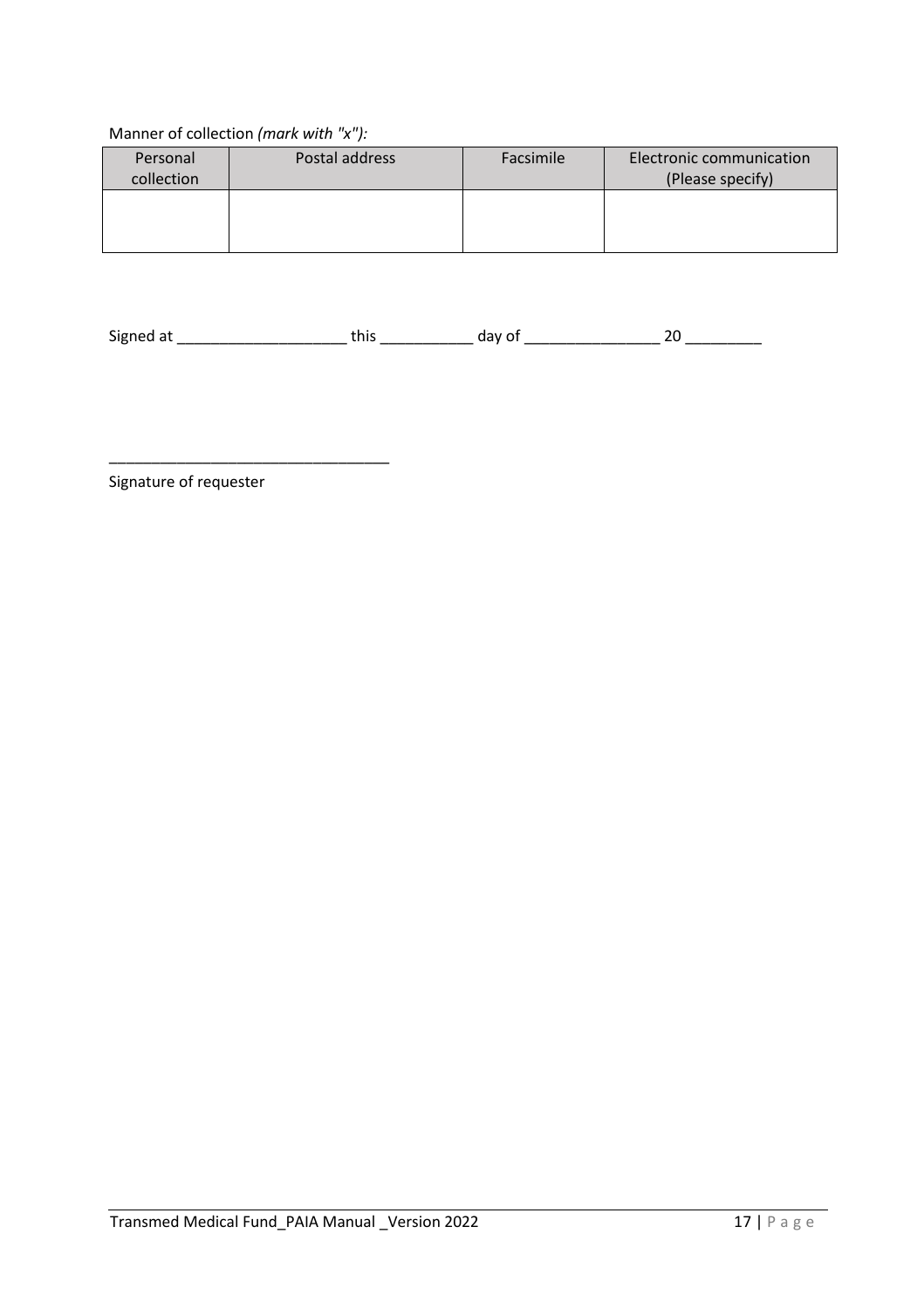Manner of collection *(mark with "x"):*

| Personal collection | Postal address | Facsimile | Electronic communication (Please specify) |
|---|---|---|---|
| | | | |

Signed at ____________________ this ___________ day of ________________ 20 _________

_________________________________
Signature of requester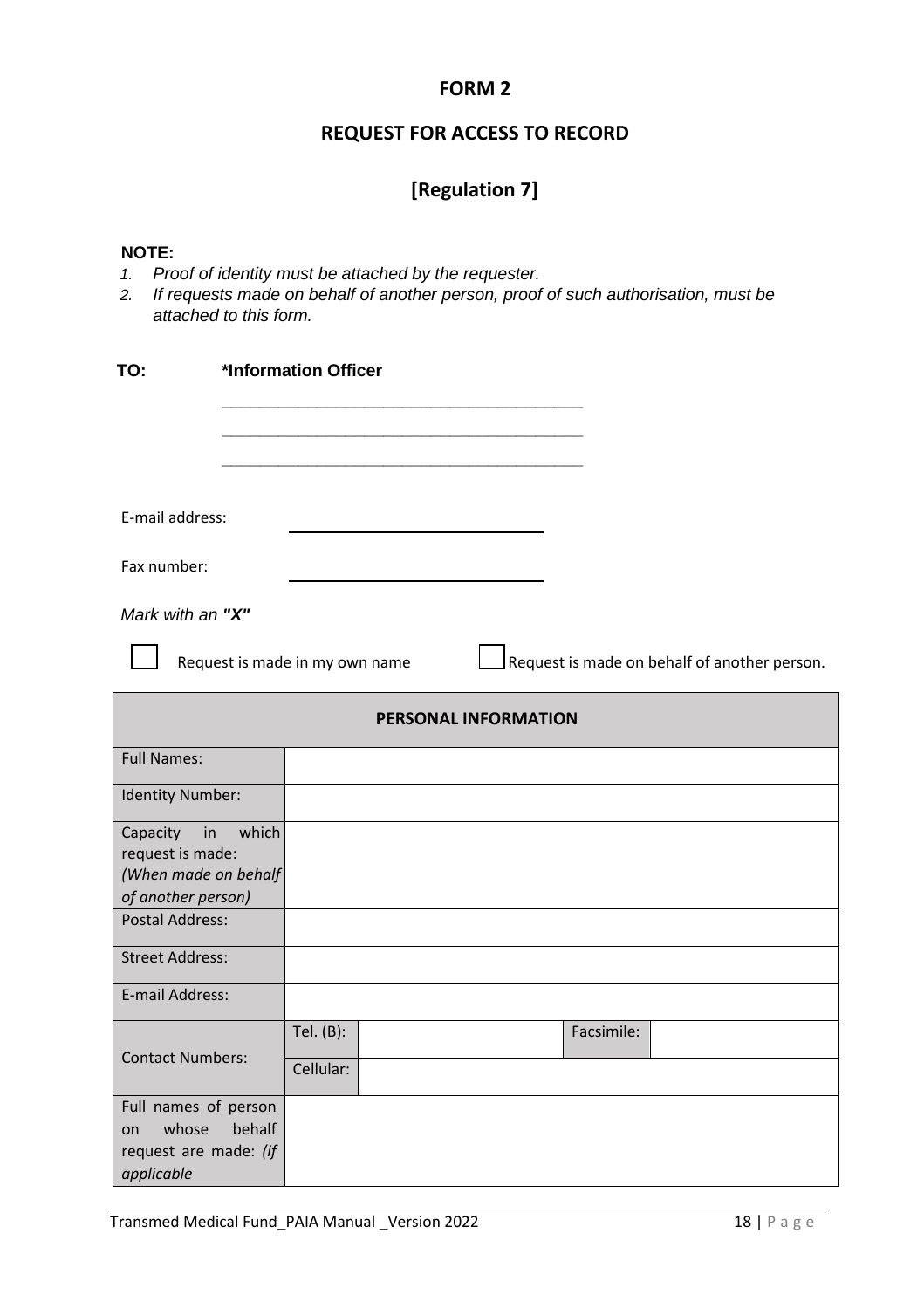# FORM 2

## REQUEST FOR ACCESS TO RECORD

## [Regulation 7]

**NOTE:**

1. *Proof of identity must be attached by the requester.*
2. *If requests made on behalf of another person, proof of such authorisation, must be attached to this form.*

**TO:** **\*Information Officer**

\_\_\_\_\_\_\_\_\_\_\_\_\_\_\_\_\_\_\_\_\_\_\_\_\_\_\_\_\_\_\_\_\_\_\_\_\_\_\_\_

\_\_\_\_\_\_\_\_\_\_\_\_\_\_\_\_\_\_\_\_\_\_\_\_\_\_\_\_\_\_\_\_\_\_\_\_\_\_\_\_

\_\_\_\_\_\_\_\_\_\_\_\_\_\_\_\_\_\_\_\_\_\_\_\_\_\_\_\_\_\_\_\_\_\_\_\_\_\_\_\_

E-mail address: \_\_\_\_\_\_\_\_\_\_\_\_\_\_\_\_\_\_\_\_\_\_\_\_\_\_\_\_

Fax number: \_\_\_\_\_\_\_\_\_\_\_\_\_\_\_\_\_\_\_\_\_\_\_\_\_\_\_\_

*Mark with an **"X"***

☐ Request is made in my own name ☐ Request is made on behalf of another person.

| PERSONAL INFORMATION | | | | |
|---|---|---|---|---|
| Full Names: | | | | |
| Identity Number: | | | | |
| Capacity in which request is made: *(When made on behalf of another person)* | | | | |
| Postal Address: | | | | |
| Street Address: | | | | |
| E-mail Address: | | | | |
| Contact Numbers: | Tel. (B): | | Facsimile: | |
| | Cellular: | | | |
| Full names of person on whose behalf request are made: *(if applicable* | | | | |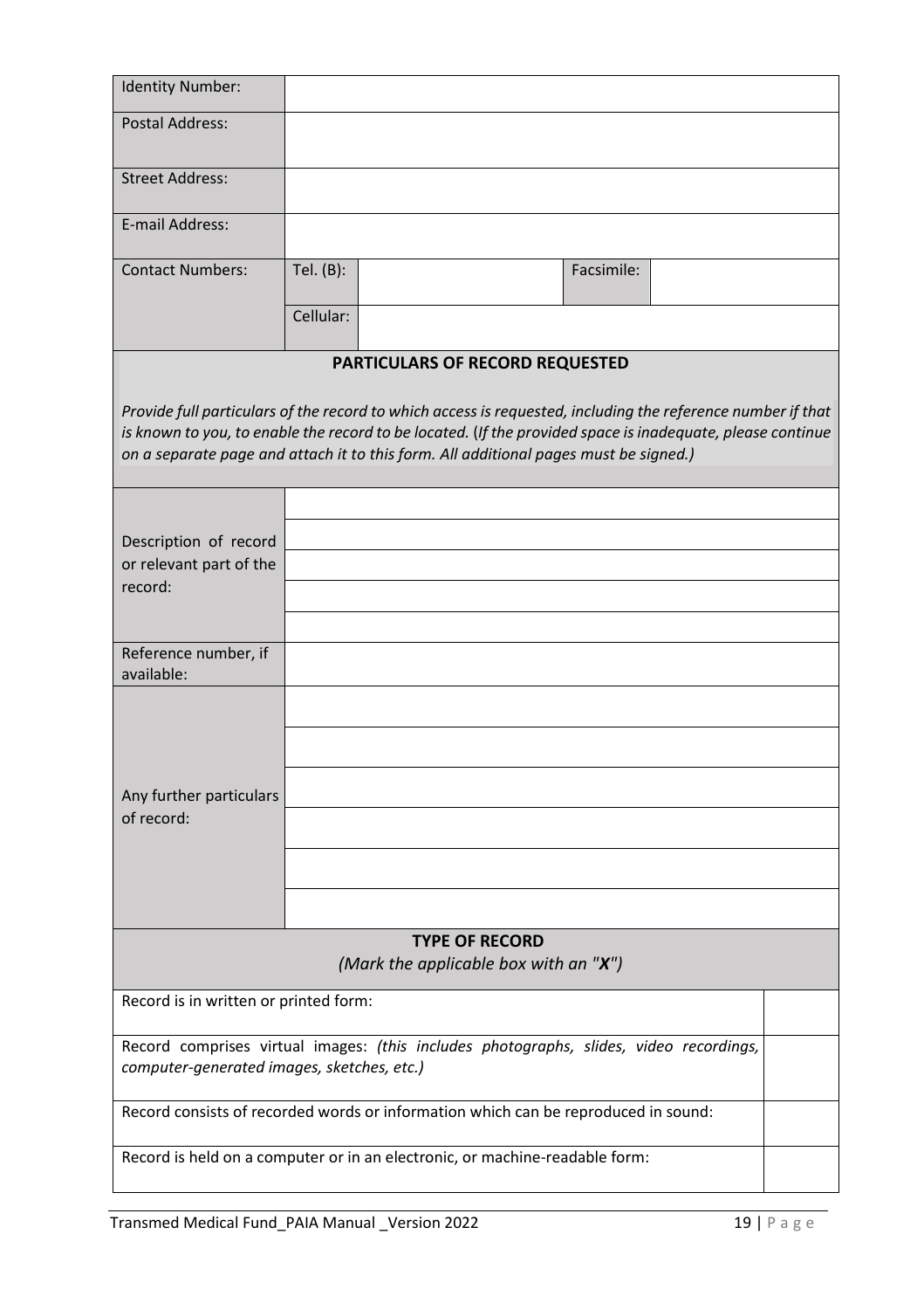| Identity Number: | | | |
|---|---|---|---|
| Postal Address: | | | |
| Street Address: | | | |
| E-mail Address: | | | |
| Contact Numbers: | Tel. (B): | | Facsimile: |
| | Cellular: | | |

## PARTICULARS OF RECORD REQUESTED

*Provide full particulars of the record to which access is requested, including the reference number if that is known to you, to enable the record to be located. (If the provided space is inadequate, please continue on a separate page and attach it to this form. All additional pages must be signed.)*

| | |
|---|---|
| Description of record or relevant part of the record: | |
| Reference number, if available: | |
| Any further particulars of record: | |

## TYPE OF RECORD

*(Mark the applicable box with an "**X**")*

| | |
|---|---|
| Record is in written or printed form: | |
| Record comprises virtual images: *(this includes photographs, slides, video recordings, computer-generated images, sketches, etc.)* | |
| Record consists of recorded words or information which can be reproduced in sound: | |
| Record is held on a computer or in an electronic, or machine-readable form: | |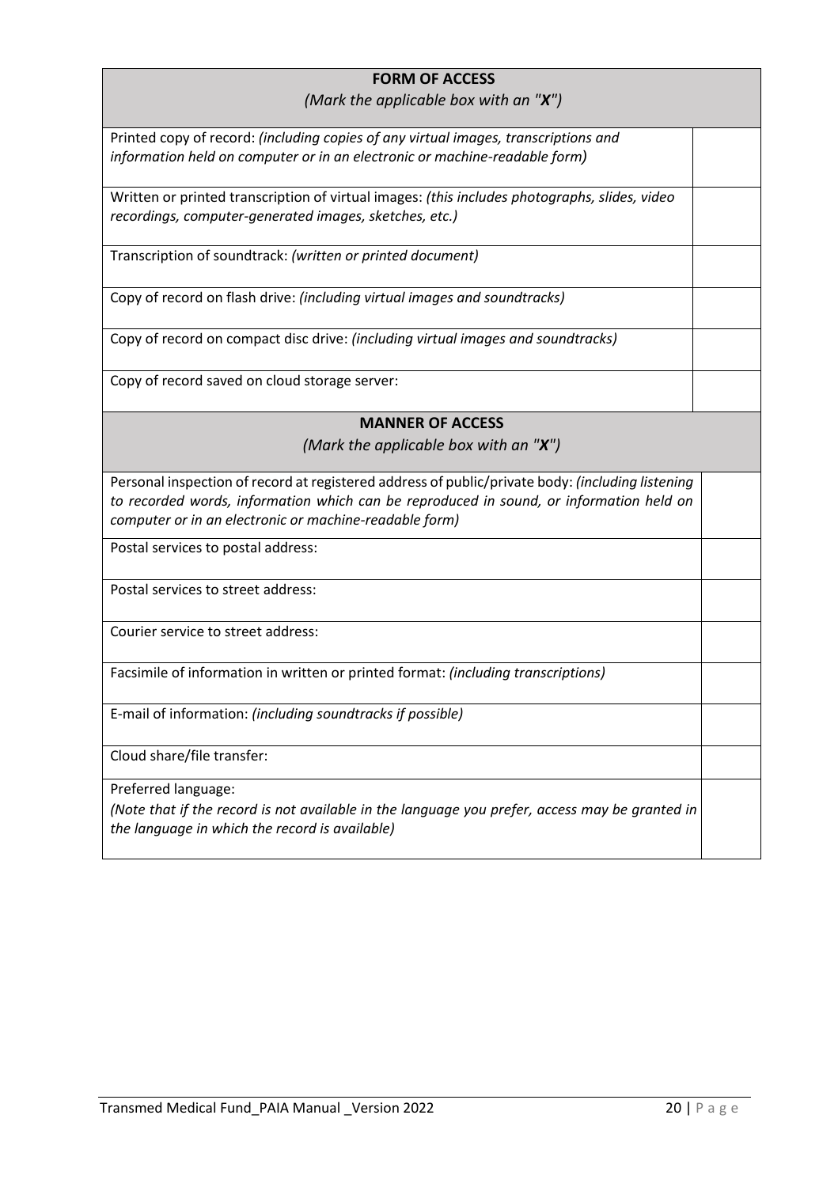| **FORM OF ACCESS**<br>*(Mark the applicable box with an "**X**")* | |
|---|---|
| Printed copy of record: *(including copies of any virtual images, transcriptions and information held on computer or in an electronic or machine-readable form)* | |
| Written or printed transcription of virtual images: *(this includes photographs, slides, video recordings, computer-generated images, sketches, etc.)* | |
| Transcription of soundtrack: *(written or printed document)* | |
| Copy of record on flash drive: *(including virtual images and soundtracks)* | |
| Copy of record on compact disc drive: *(including virtual images and soundtracks)* | |
| Copy of record saved on cloud storage server: | |

| **MANNER OF ACCESS**<br>*(Mark the applicable box with an "**X**")* | |
|---|---|
| Personal inspection of record at registered address of public/private body: *(including listening to recorded words, information which can be reproduced in sound, or information held on computer or in an electronic or machine-readable form)* | |
| Postal services to postal address: | |
| Postal services to street address: | |
| Courier service to street address: | |
| Facsimile of information in written or printed format: *(including transcriptions)* | |
| E-mail of information: *(including soundtracks if possible)* | |
| Cloud share/file transfer: | |
| Preferred language:<br>*(Note that if the record is not available in the language you prefer, access may be granted in the language in which the record is available)* | |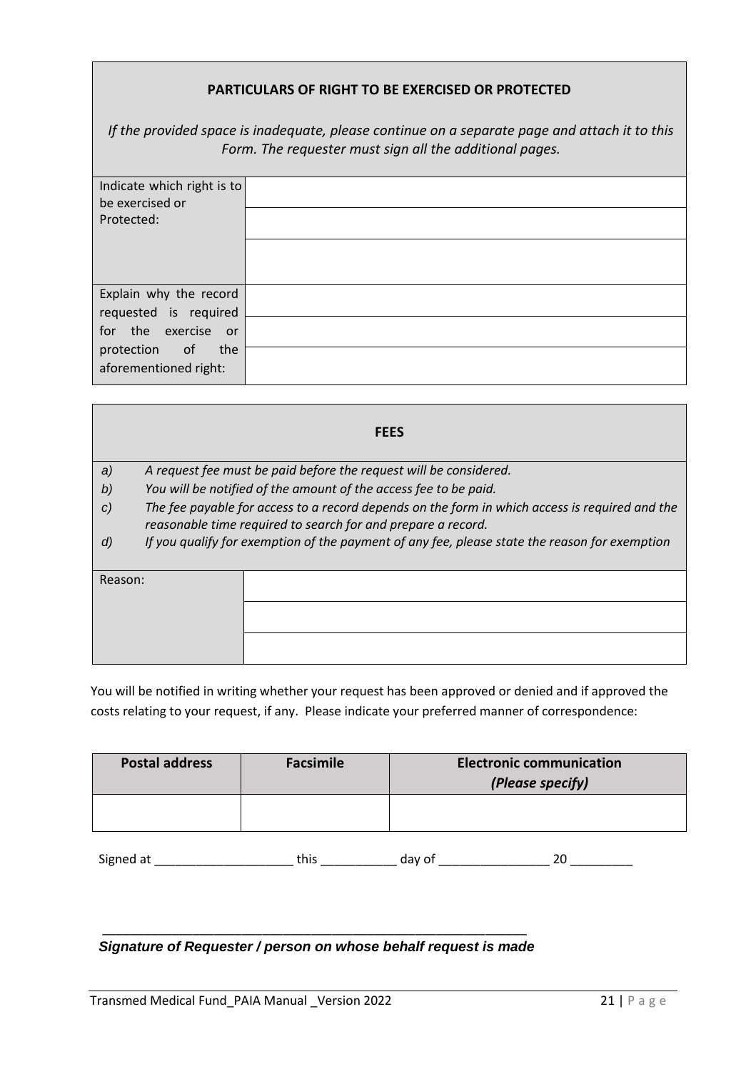| **PARTICULARS OF RIGHT TO BE EXERCISED OR PROTECTED** | |
|---|---|
| *If the provided space is inadequate, please continue on a separate page and attach it to this Form. The requester must sign all the additional pages.* | |
| Indicate which right is to be exercised or Protected: | |
| | |
| | |
| Explain why the record requested is required for the exercise or protection of the aforementioned right: | |
| | |
| | |

| **FEES** | |
|---|---|
| a) *A request fee must be paid before the request will be considered.*<br>b) *You will be notified of the amount of the access fee to be paid.*<br>c) *The fee payable for access to a record depends on the form in which access is required and the reasonable time required to search for and prepare a record.*<br>d) *If you qualify for exemption of the payment of any fee, please state the reason for exemption* | |
| Reason: | |
| | |
| | |

You will be notified in writing whether your request has been approved or denied and if approved the costs relating to your request, if any. Please indicate your preferred manner of correspondence:

| **Postal address** | **Facsimile** | **Electronic communication** *(Please specify)* |
|---|---|---|
| | | |

Signed at ____________________ this ___________ day of ________________ 20 _________

_____________________________________________________________

***Signature of Requester / person on whose behalf request is made***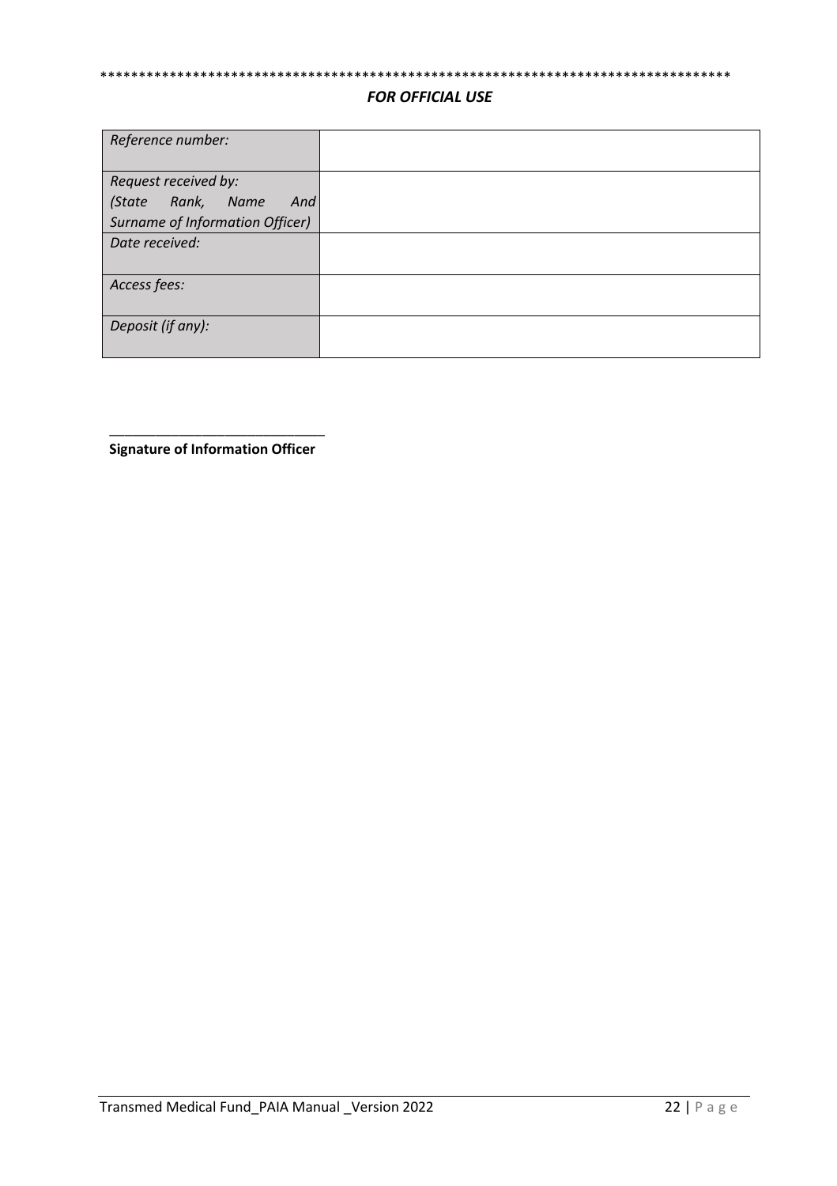*********************************************************************************

***FOR OFFICIAL USE***

| | |
|---|---|
| *Reference number:* | |
| *Request received by:* *(State Rank, Name And Surname of Information Officer)* | |
| *Date received:* | |
| *Access fees:* | |
| *Deposit (if any):* | |

_____________________________

**Signature of Information Officer**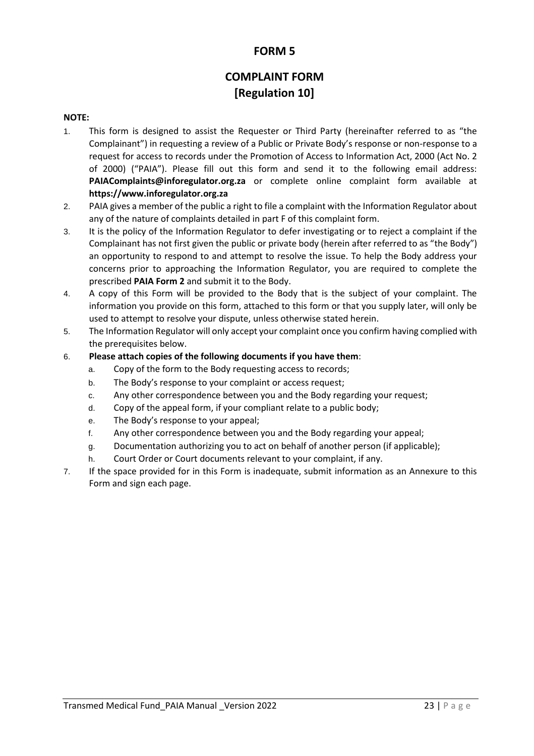## FORM 5

## COMPLAINT FORM
## [Regulation 10]

**NOTE:**

1. This form is designed to assist the Requester or Third Party (hereinafter referred to as "the Complainant") in requesting a review of a Public or Private Body's response or non-response to a request for access to records under the Promotion of Access to Information Act, 2000 (Act No. 2 of 2000) ("PAIA"). Please fill out this form and send it to the following email address: **PAIAComplaints@inforegulator.org.za** or complete online complaint form available at **https://www.inforegulator.org.za**
2. PAIA gives a member of the public a right to file a complaint with the Information Regulator about any of the nature of complaints detailed in part F of this complaint form.
3. It is the policy of the Information Regulator to defer investigating or to reject a complaint if the Complainant has not first given the public or private body (herein after referred to as "the Body") an opportunity to respond to and attempt to resolve the issue. To help the Body address your concerns prior to approaching the Information Regulator, you are required to complete the prescribed **PAIA Form 2** and submit it to the Body.
4. A copy of this Form will be provided to the Body that is the subject of your complaint. The information you provide on this form, attached to this form or that you supply later, will only be used to attempt to resolve your dispute, unless otherwise stated herein.
5. The Information Regulator will only accept your complaint once you confirm having complied with the prerequisites below.
6. **Please attach copies of the following documents if you have them**:
   a. Copy of the form to the Body requesting access to records;
   b. The Body's response to your complaint or access request;
   c. Any other correspondence between you and the Body regarding your request;
   d. Copy of the appeal form, if your compliant relate to a public body;
   e. The Body's response to your appeal;
   f. Any other correspondence between you and the Body regarding your appeal;
   g. Documentation authorizing you to act on behalf of another person (if applicable);
   h. Court Order or Court documents relevant to your complaint, if any.
7. If the space provided for in this Form is inadequate, submit information as an Annexure to this Form and sign each page.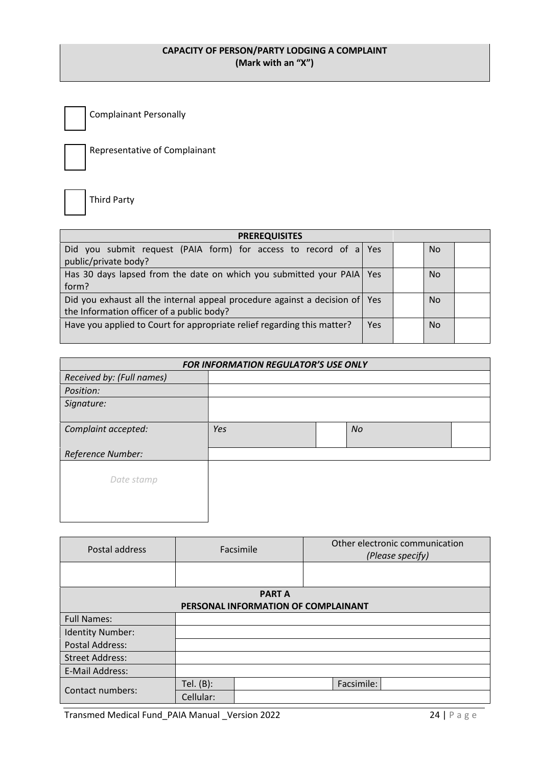**CAPACITY OF PERSON/PARTY LODGING A COMPLAINT**
**(Mark with an "X")**

☐ Complainant Personally

☐ Representative of Complainant

☐ Third Party

| PREREQUISITES | | | | |
|---|---|---|---|---|
| Did you submit request (PAIA form) for access to record of a public/private body? | Yes | | No | |
| Has 30 days lapsed from the date on which you submitted your PAIA form? | Yes | | No | |
| Did you exhaust all the internal appeal procedure against a decision of the Information officer of a public body? | Yes | | No | |
| Have you applied to Court for appropriate relief regarding this matter? | Yes | | No | |

| *FOR INFORMATION REGULATOR'S USE ONLY* | | | | |
|---|---|---|---|---|
| *Received by: (Full names)* | | | | |
| *Position:* | | | | |
| *Signature:* | | | | |
| *Complaint accepted:* | *Yes* | | *No* | |
| *Reference Number:* | | | | |
| *Date stamp* | | | | |

| Postal address | Facsimile | Other electronic communication *(Please specify)* |
|---|---|---|
| | | |

| **PART A** **PERSONAL INFORMATION OF COMPLAINANT** | | | | |
|---|---|---|---|---|
| Full Names: | | | | |
| Identity Number: | | | | |
| Postal Address: | | | | |
| Street Address: | | | | |
| E-Mail Address: | | | | |
| Contact numbers: | Tel. (B): | | Facsimile: | |
| | Cellular: | | | |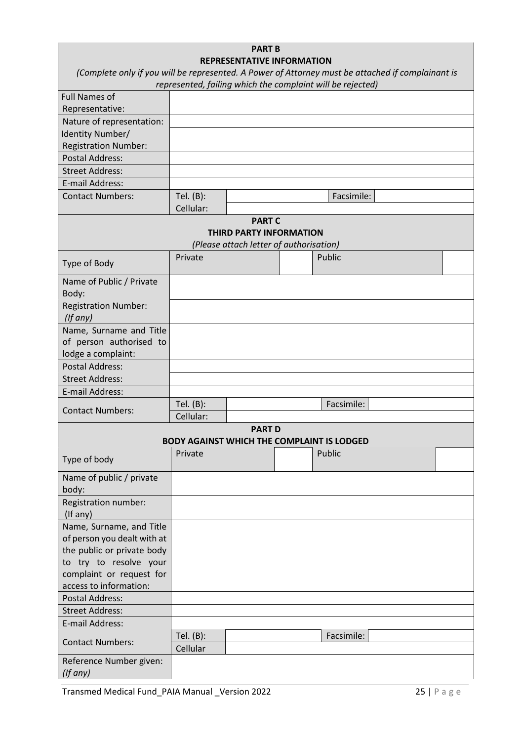## PART B
## REPRESENTATIVE INFORMATION

*(Complete only if you will be represented. A Power of Attorney must be attached if complainant is represented, failing which the complaint will be rejected)*

| | | | | |
|---|---|---|---|---|
| Full Names of Representative: | | | | |
| Nature of representation: | | | | |
| Identity Number/ Registration Number: | | | | |
| Postal Address: | | | | |
| Street Address: | | | | |
| E-mail Address: | | | | |
| Contact Numbers: | Tel. (B): | | Facsimile: | |
| | Cellular: | | | |

## PART C
## THIRD PARTY INFORMATION

*(Please attach letter of authorisation)*

| | | | | |
|---|---|---|---|---|
| Type of Body | Private | | Public | |
| Name of Public / Private Body: | | | | |
| Registration Number: *(If any)* | | | | |
| Name, Surname and Title of person authorised to lodge a complaint: | | | | |
| Postal Address: | | | | |
| Street Address: | | | | |
| E-mail Address: | | | | |
| Contact Numbers: | Tel. (B): | | Facsimile: | |
| | Cellular: | | | |

## PART D
## BODY AGAINST WHICH THE COMPLAINT IS LODGED

| | | | | |
|---|---|---|---|---|
| Type of body | Private | | Public | |
| Name of public / private body: | | | | |
| Registration number: (If any) | | | | |
| Name, Surname, and Title of person you dealt with at the public or private body to try to resolve your complaint or request for access to information: | | | | |
| Postal Address: | | | | |
| Street Address: | | | | |
| E-mail Address: | | | | |
| Contact Numbers: | Tel. (B): | | Facsimile: | |
| | Cellular | | | |
| Reference Number given: *(If any)* | | | | |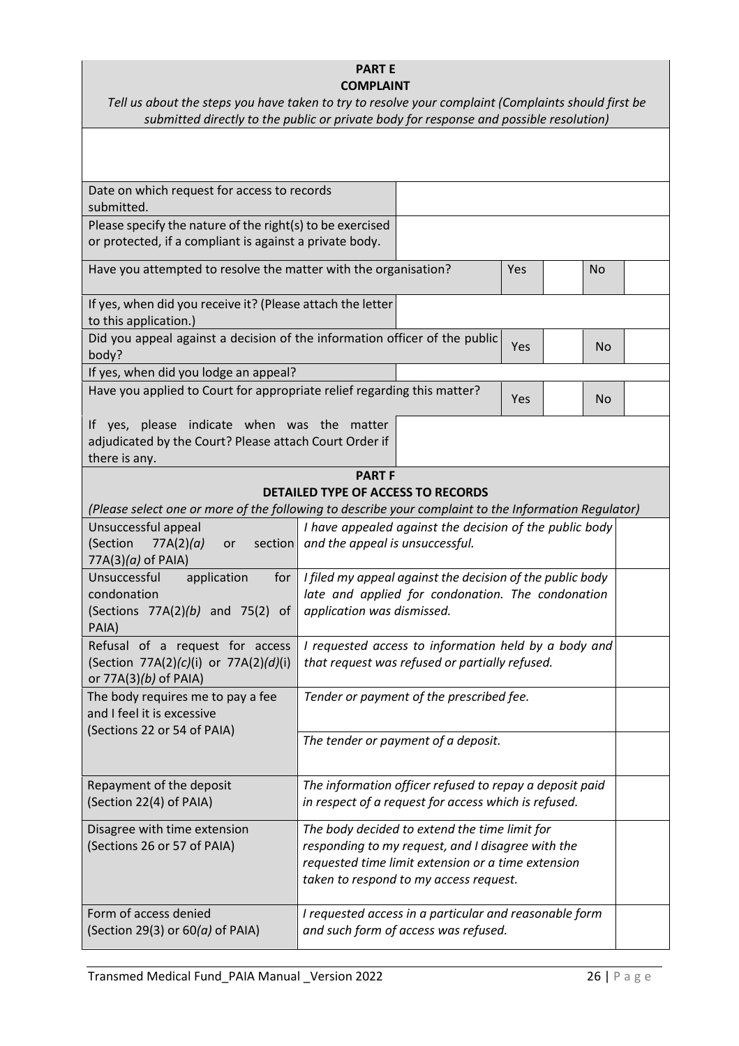## PART E
## COMPLAINT

*Tell us about the steps you have taken to try to resolve your complaint (Complaints should first be submitted directly to the public or private body for response and possible resolution)*

| | | | | | |
|---|---|---|---|---|---|
| Date on which request for access to records submitted. | | | | | |
| Please specify the nature of the right(s) to be exercised or protected, if a compliant is against a private body. | | | | | |
| Have you attempted to resolve the matter with the organisation? | | Yes | | No | |
| If yes, when did you receive it? (Please attach the letter to this application.) | | | | | |
| Did you appeal against a decision of the information officer of the public body? | | Yes | | No | |
| If yes, when did you lodge an appeal? | | | | | |
| Have you applied to Court for appropriate relief regarding this matter? | | Yes | | No | |
| If yes, please indicate when was the matter adjudicated by the Court? Please attach Court Order if there is any. | | | | | |

## PART F
## DETAILED TYPE OF ACCESS TO RECORDS

*(Please select one or more of the following to describe your complaint to the Information Regulator)*

| | | |
|---|---|---|
| Unsuccessful appeal (Section 77A(2)*(a)* or section 77A(3)*(a)* of PAIA) | *I have appealed against the decision of the public body and the appeal is unsuccessful.* | |
| Unsuccessful application for condonation (Sections 77A(2)*(b)* and 75(2) of PAIA) | *I filed my appeal against the decision of the public body late and applied for condonation. The condonation application was dismissed.* | |
| Refusal of a request for access (Section 77A(2)*(c)*(i) or 77A(2)*(d)*(i) or 77A(3)*(b)* of PAIA) | *I requested access to information held by a body and that request was refused or partially refused.* | |
| The body requires me to pay a fee and I feel it is excessive (Sections 22 or 54 of PAIA) | *Tender or payment of the prescribed fee.* | |
| | *The tender or payment of a deposit.* | |
| Repayment of the deposit (Section 22(4) of PAIA) | *The information officer refused to repay a deposit paid in respect of a request for access which is refused.* | |
| Disagree with time extension (Sections 26 or 57 of PAIA) | *The body decided to extend the time limit for responding to my request, and I disagree with the requested time limit extension or a time extension taken to respond to my access request.* | |
| Form of access denied (Section 29(3) or 60*(a)* of PAIA) | *I requested access in a particular and reasonable form and such form of access was refused.* | |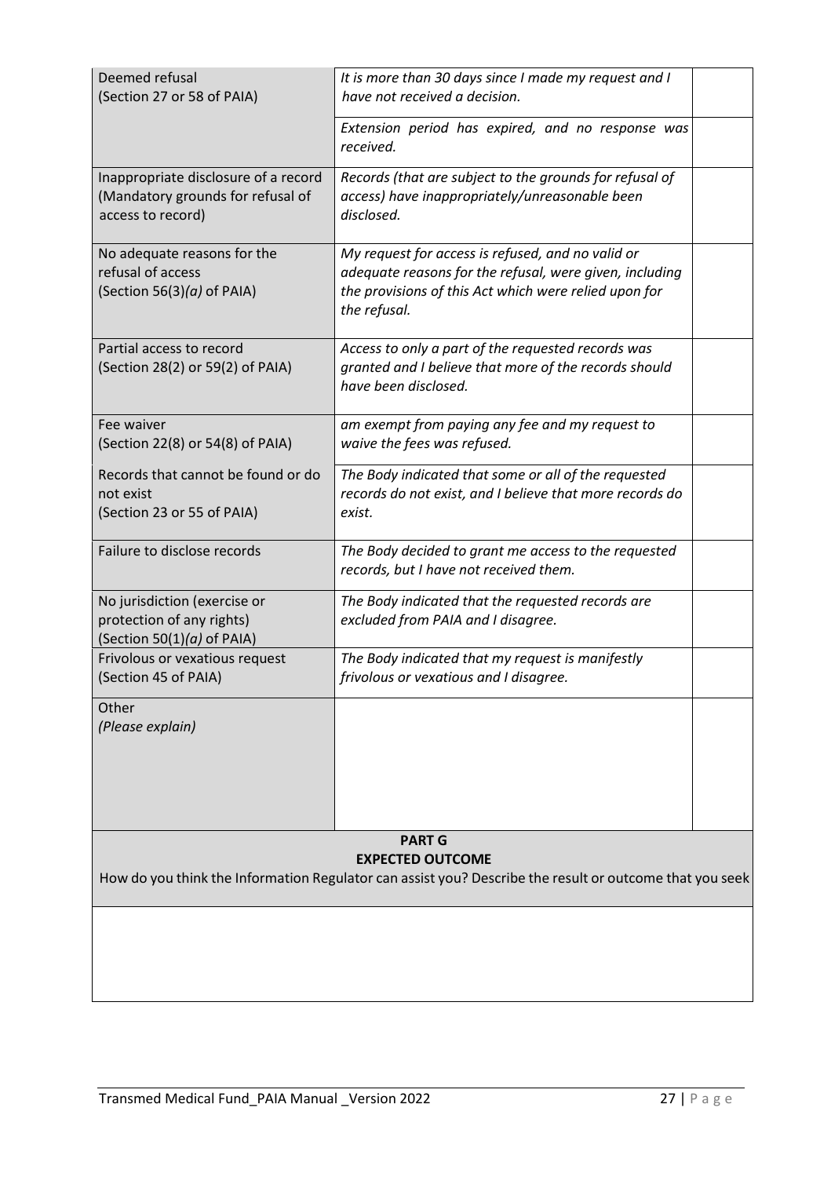| | | |
|---|---|---|
| Deemed refusal<br>(Section 27 or 58 of PAIA) | *It is more than 30 days since I made my request and I have not received a decision.* | |
| | *Extension period has expired, and no response was received.* | |
| Inappropriate disclosure of a record (Mandatory grounds for refusal of access to record) | *Records (that are subject to the grounds for refusal of access) have inappropriately/unreasonable been disclosed.* | |
| No adequate reasons for the refusal of access<br>(Section 56(3)*(a)* of PAIA) | *My request for access is refused, and no valid or adequate reasons for the refusal, were given, including the provisions of this Act which were relied upon for the refusal.* | |
| Partial access to record<br>(Section 28(2) or 59(2) of PAIA) | *Access to only a part of the requested records was granted and I believe that more of the records should have been disclosed.* | |
| Fee waiver<br>(Section 22(8) or 54(8) of PAIA) | *am exempt from paying any fee and my request to waive the fees was refused.* | |
| Records that cannot be found or do not exist<br>(Section 23 or 55 of PAIA) | *The Body indicated that some or all of the requested records do not exist, and I believe that more records do exist.* | |
| Failure to disclose records | *The Body decided to grant me access to the requested records, but I have not received them.* | |
| No jurisdiction (exercise or protection of any rights)<br>(Section 50(1)*(a)* of PAIA) | *The Body indicated that the requested records are excluded from PAIA and I disagree.* | |
| Frivolous or vexatious request<br>(Section 45 of PAIA) | *The Body indicated that my request is manifestly frivolous or vexatious and I disagree.* | |
| Other<br>*(Please explain)* | | |

| **PART G**<br>**EXPECTED OUTCOME**<br>How do you think the Information Regulator can assist you? Describe the result or outcome that you seek |
|---|
| |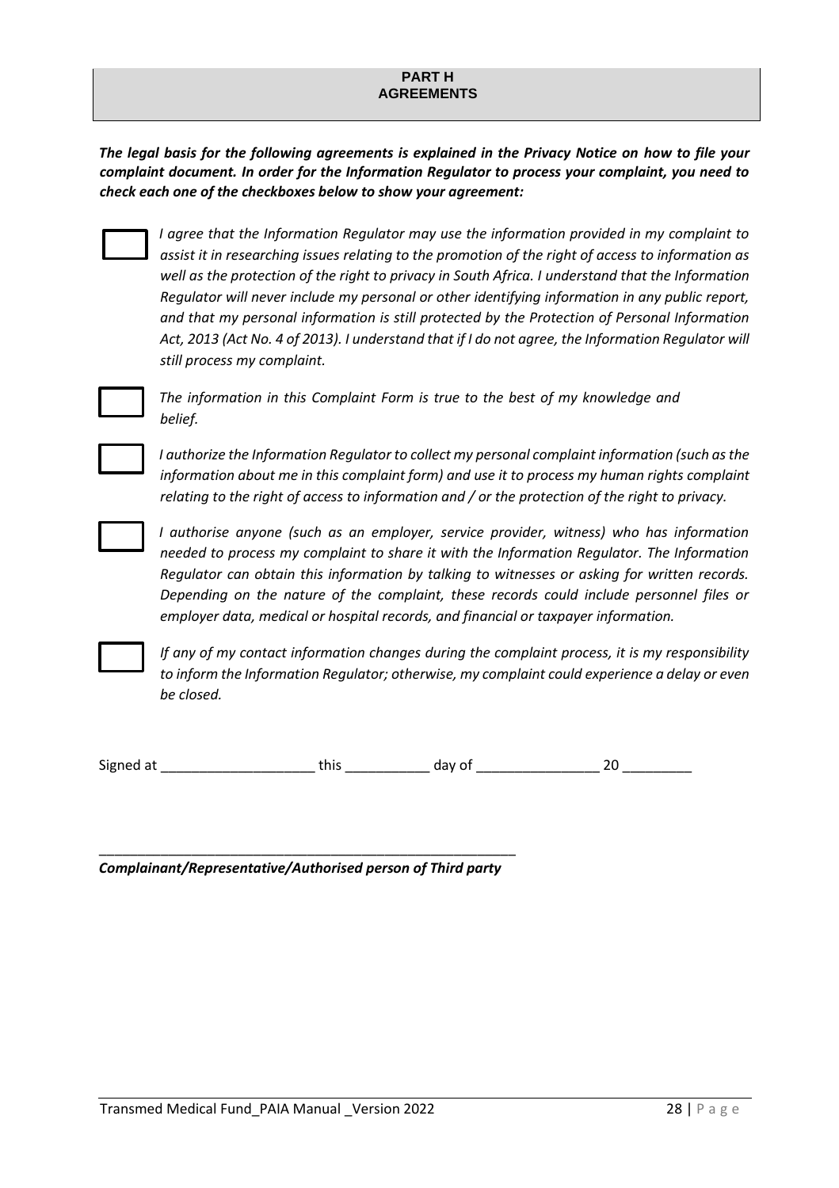## PART H
## AGREEMENTS

***The legal basis for the following agreements is explained in the Privacy Notice on how to file your complaint document. In order for the Information Regulator to process your complaint, you need to check each one of the checkboxes below to show your agreement:***

- [ ] *I agree that the Information Regulator may use the information provided in my complaint to assist it in researching issues relating to the promotion of the right of access to information as well as the protection of the right to privacy in South Africa. I understand that the Information Regulator will never include my personal or other identifying information in any public report, and that my personal information is still protected by the Protection of Personal Information Act, 2013 (Act No. 4 of 2013). I understand that if I do not agree, the Information Regulator will still process my complaint.*

- [ ] *The information in this Complaint Form is true to the best of my knowledge and belief.*

- [ ] *I authorize the Information Regulator to collect my personal complaint information (such as the information about me in this complaint form) and use it to process my human rights complaint relating to the right of access to information and / or the protection of the right to privacy.*

- [ ] *I authorise anyone (such as an employer, service provider, witness) who has information needed to process my complaint to share it with the Information Regulator. The Information Regulator can obtain this information by talking to witnesses or asking for written records. Depending on the nature of the complaint, these records could include personnel files or employer data, medical or hospital records, and financial or taxpayer information.*

- [ ] *If any of my contact information changes during the complaint process, it is my responsibility to inform the Information Regulator; otherwise, my complaint could experience a delay or even be closed.*

Signed at ____________________ this ___________ day of ________________ 20 _________

_______________________________________________________

***Complainant/Representative/Authorised person of Third party***